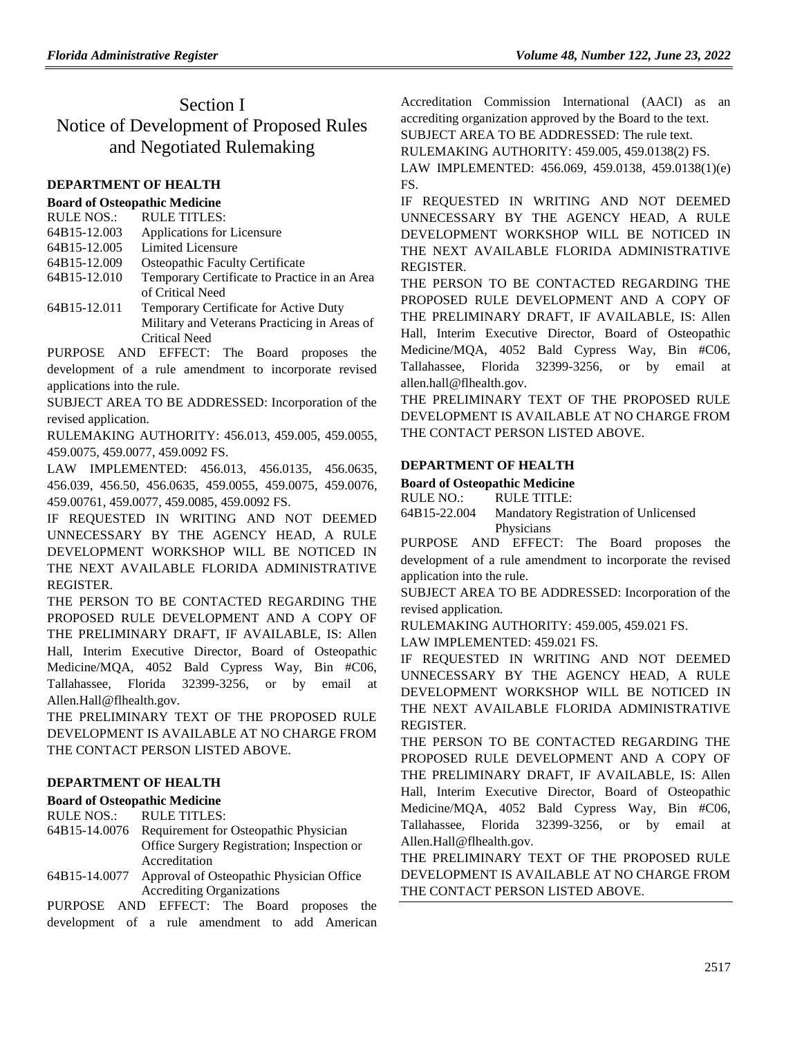# Section I
# Notice of Development of Proposed Rules and Negotiated Rulemaking

## DEPARTMENT OF HEALTH

### Board of Osteopathic Medicine

| RULE NOS.: | RULE TITLES: |
|---|---|
| 64B15-12.003 | Applications for Licensure |
| 64B15-12.005 | Limited Licensure |
| 64B15-12.009 | Osteopathic Faculty Certificate |
| 64B15-12.010 | Temporary Certificate to Practice in an Area of Critical Need |
| 64B15-12.011 | Temporary Certificate for Active Duty Military and Veterans Practicing in Areas of Critical Need |

PURPOSE AND EFFECT: The Board proposes the development of a rule amendment to incorporate revised applications into the rule.

SUBJECT AREA TO BE ADDRESSED: Incorporation of the revised application.

RULEMAKING AUTHORITY: 456.013, 459.005, 459.0055, 459.0075, 459.0077, 459.0092 FS.

LAW IMPLEMENTED: 456.013, 456.0135, 456.0635, 456.039, 456.50, 456.0635, 459.0055, 459.0075, 459.0076, 459.00761, 459.0077, 459.0085, 459.0092 FS.

IF REQUESTED IN WRITING AND NOT DEEMED UNNECESSARY BY THE AGENCY HEAD, A RULE DEVELOPMENT WORKSHOP WILL BE NOTICED IN THE NEXT AVAILABLE FLORIDA ADMINISTRATIVE REGISTER.

THE PERSON TO BE CONTACTED REGARDING THE PROPOSED RULE DEVELOPMENT AND A COPY OF THE PRELIMINARY DRAFT, IF AVAILABLE, IS: Allen Hall, Interim Executive Director, Board of Osteopathic Medicine/MQA, 4052 Bald Cypress Way, Bin #C06, Tallahassee, Florida 32399-3256, or by email at Allen.Hall@flhealth.gov.

THE PRELIMINARY TEXT OF THE PROPOSED RULE DEVELOPMENT IS AVAILABLE AT NO CHARGE FROM THE CONTACT PERSON LISTED ABOVE.

## DEPARTMENT OF HEALTH

### Board of Osteopathic Medicine

| RULE NOS.: | RULE TITLES: |
|---|---|
| 64B15-14.0076 | Requirement for Osteopathic Physician Office Surgery Registration; Inspection or Accreditation |
| 64B15-14.0077 | Approval of Osteopathic Physician Office Accrediting Organizations |

PURPOSE AND EFFECT: The Board proposes the development of a rule amendment to add American Accreditation Commission International (AACI) as an accrediting organization approved by the Board to the text.

SUBJECT AREA TO BE ADDRESSED: The rule text.

RULEMAKING AUTHORITY: 459.005, 459.0138(2) FS.

LAW IMPLEMENTED: 456.069, 459.0138, 459.0138(1)(e) FS.

IF REQUESTED IN WRITING AND NOT DEEMED UNNECESSARY BY THE AGENCY HEAD, A RULE DEVELOPMENT WORKSHOP WILL BE NOTICED IN THE NEXT AVAILABLE FLORIDA ADMINISTRATIVE REGISTER.

THE PERSON TO BE CONTACTED REGARDING THE PROPOSED RULE DEVELOPMENT AND A COPY OF THE PRELIMINARY DRAFT, IF AVAILABLE, IS: Allen Hall, Interim Executive Director, Board of Osteopathic Medicine/MQA, 4052 Bald Cypress Way, Bin #C06, Tallahassee, Florida 32399-3256, or by email at allen.hall@flhealth.gov.

THE PRELIMINARY TEXT OF THE PROPOSED RULE DEVELOPMENT IS AVAILABLE AT NO CHARGE FROM THE CONTACT PERSON LISTED ABOVE.

## DEPARTMENT OF HEALTH

### Board of Osteopathic Medicine

| RULE NO.: | RULE TITLE: |
|---|---|
| 64B15-22.004 | Mandatory Registration of Unlicensed Physicians |

PURPOSE AND EFFECT: The Board proposes the development of a rule amendment to incorporate the revised application into the rule.

SUBJECT AREA TO BE ADDRESSED: Incorporation of the revised application.

RULEMAKING AUTHORITY: 459.005, 459.021 FS.

LAW IMPLEMENTED: 459.021 FS.

IF REQUESTED IN WRITING AND NOT DEEMED UNNECESSARY BY THE AGENCY HEAD, A RULE DEVELOPMENT WORKSHOP WILL BE NOTICED IN THE NEXT AVAILABLE FLORIDA ADMINISTRATIVE REGISTER.

THE PERSON TO BE CONTACTED REGARDING THE PROPOSED RULE DEVELOPMENT AND A COPY OF THE PRELIMINARY DRAFT, IF AVAILABLE, IS: Allen Hall, Interim Executive Director, Board of Osteopathic Medicine/MQA, 4052 Bald Cypress Way, Bin #C06, Tallahassee, Florida 32399-3256, or by email at Allen.Hall@flhealth.gov.

THE PRELIMINARY TEXT OF THE PROPOSED RULE DEVELOPMENT IS AVAILABLE AT NO CHARGE FROM THE CONTACT PERSON LISTED ABOVE.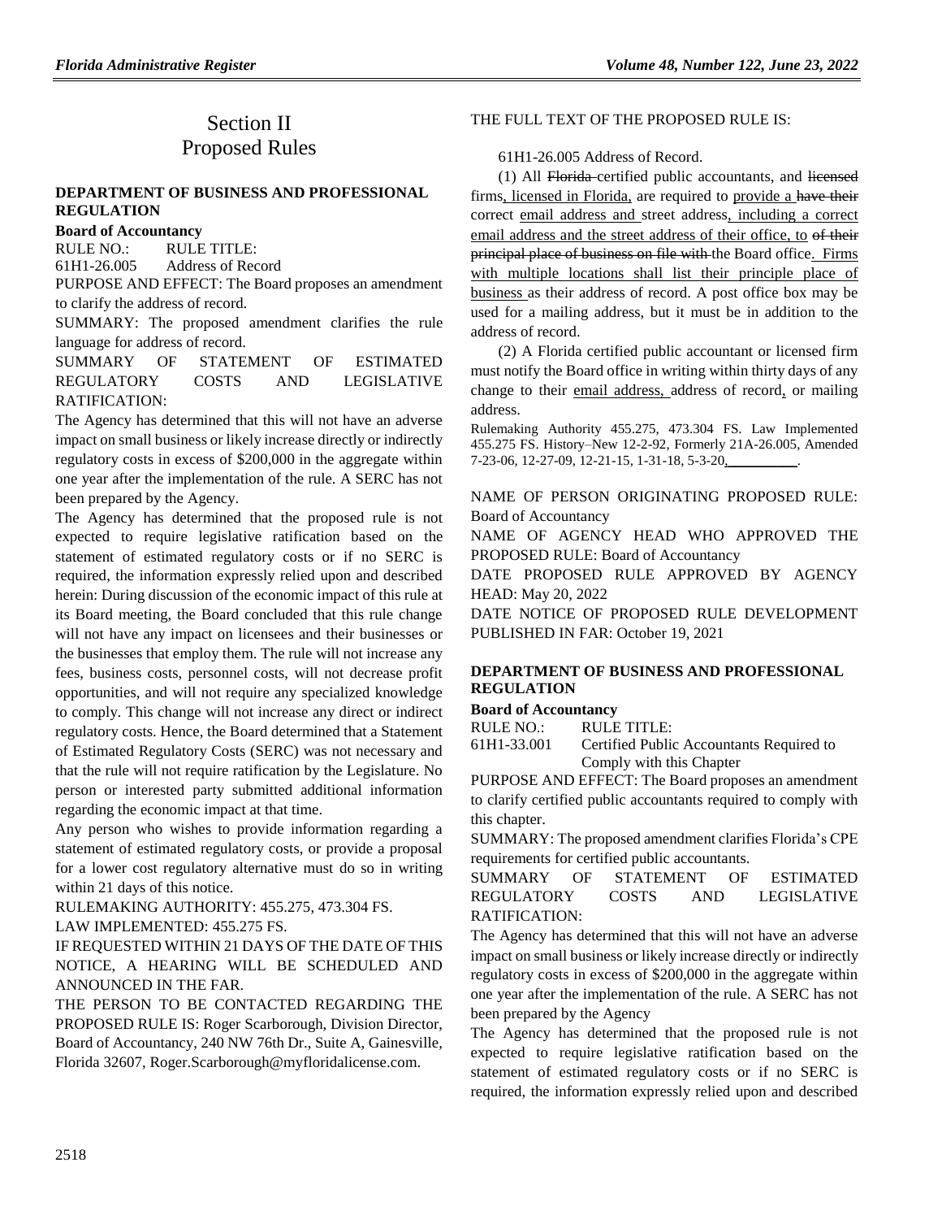# Section II
# Proposed Rules

## DEPARTMENT OF BUSINESS AND PROFESSIONAL REGULATION

### Board of Accountancy

RULE NO.: RULE TITLE:
61H1-26.005 Address of Record

PURPOSE AND EFFECT: The Board proposes an amendment to clarify the address of record.

SUMMARY: The proposed amendment clarifies the rule language for address of record.

SUMMARY OF STATEMENT OF ESTIMATED REGULATORY COSTS AND LEGISLATIVE RATIFICATION:

The Agency has determined that this will not have an adverse impact on small business or likely increase directly or indirectly regulatory costs in excess of $200,000 in the aggregate within one year after the implementation of the rule. A SERC has not been prepared by the Agency.

The Agency has determined that the proposed rule is not expected to require legislative ratification based on the statement of estimated regulatory costs or if no SERC is required, the information expressly relied upon and described herein: During discussion of the economic impact of this rule at its Board meeting, the Board concluded that this rule change will not have any impact on licensees and their businesses or the businesses that employ them. The rule will not increase any fees, business costs, personnel costs, will not decrease profit opportunities, and will not require any specialized knowledge to comply. This change will not increase any direct or indirect regulatory costs. Hence, the Board determined that a Statement of Estimated Regulatory Costs (SERC) was not necessary and that the rule will not require ratification by the Legislature. No person or interested party submitted additional information regarding the economic impact at that time.

Any person who wishes to provide information regarding a statement of estimated regulatory costs, or provide a proposal for a lower cost regulatory alternative must do so in writing within 21 days of this notice.

RULEMAKING AUTHORITY: 455.275, 473.304 FS.

LAW IMPLEMENTED: 455.275 FS.

IF REQUESTED WITHIN 21 DAYS OF THE DATE OF THIS NOTICE, A HEARING WILL BE SCHEDULED AND ANNOUNCED IN THE FAR.

THE PERSON TO BE CONTACTED REGARDING THE PROPOSED RULE IS: Roger Scarborough, Division Director, Board of Accountancy, 240 NW 76th Dr., Suite A, Gainesville, Florida 32607, Roger.Scarborough@myfloridalicense.com.

THE FULL TEXT OF THE PROPOSED RULE IS:

61H1-26.005 Address of Record.

(1) All ~~Florida~~ certified public accountants, and ~~licensed~~ firms, licensed in Florida, are required to provide a ~~have their~~ correct email address and street address, including a correct email address and the street address of their office, to ~~of their principal place of business on file with~~ the Board office. Firms with multiple locations shall list their principle place of business as their address of record. A post office box may be used for a mailing address, but it must be in addition to the address of record.

(2) A Florida certified public accountant or licensed firm must notify the Board office in writing within thirty days of any change to their email address, address of record, or mailing address.

Rulemaking Authority 455.275, 473.304 FS. Law Implemented 455.275 FS. History–New 12-2-92, Formerly 21A-26.005, Amended 7-23-06, 12-27-09, 12-21-15, 1-31-18, 5-3-20, __________.

NAME OF PERSON ORIGINATING PROPOSED RULE: Board of Accountancy

NAME OF AGENCY HEAD WHO APPROVED THE PROPOSED RULE: Board of Accountancy

DATE PROPOSED RULE APPROVED BY AGENCY HEAD: May 20, 2022

DATE NOTICE OF PROPOSED RULE DEVELOPMENT PUBLISHED IN FAR: October 19, 2021

## DEPARTMENT OF BUSINESS AND PROFESSIONAL REGULATION

### Board of Accountancy

RULE NO.: RULE TITLE:
61H1-33.001 Certified Public Accountants Required to Comply with this Chapter

PURPOSE AND EFFECT: The Board proposes an amendment to clarify certified public accountants required to comply with this chapter.

SUMMARY: The proposed amendment clarifies Florida's CPE requirements for certified public accountants.

SUMMARY OF STATEMENT OF ESTIMATED REGULATORY COSTS AND LEGISLATIVE RATIFICATION:

The Agency has determined that this will not have an adverse impact on small business or likely increase directly or indirectly regulatory costs in excess of $200,000 in the aggregate within one year after the implementation of the rule. A SERC has not been prepared by the Agency

The Agency has determined that the proposed rule is not expected to require legislative ratification based on the statement of estimated regulatory costs or if no SERC is required, the information expressly relied upon and described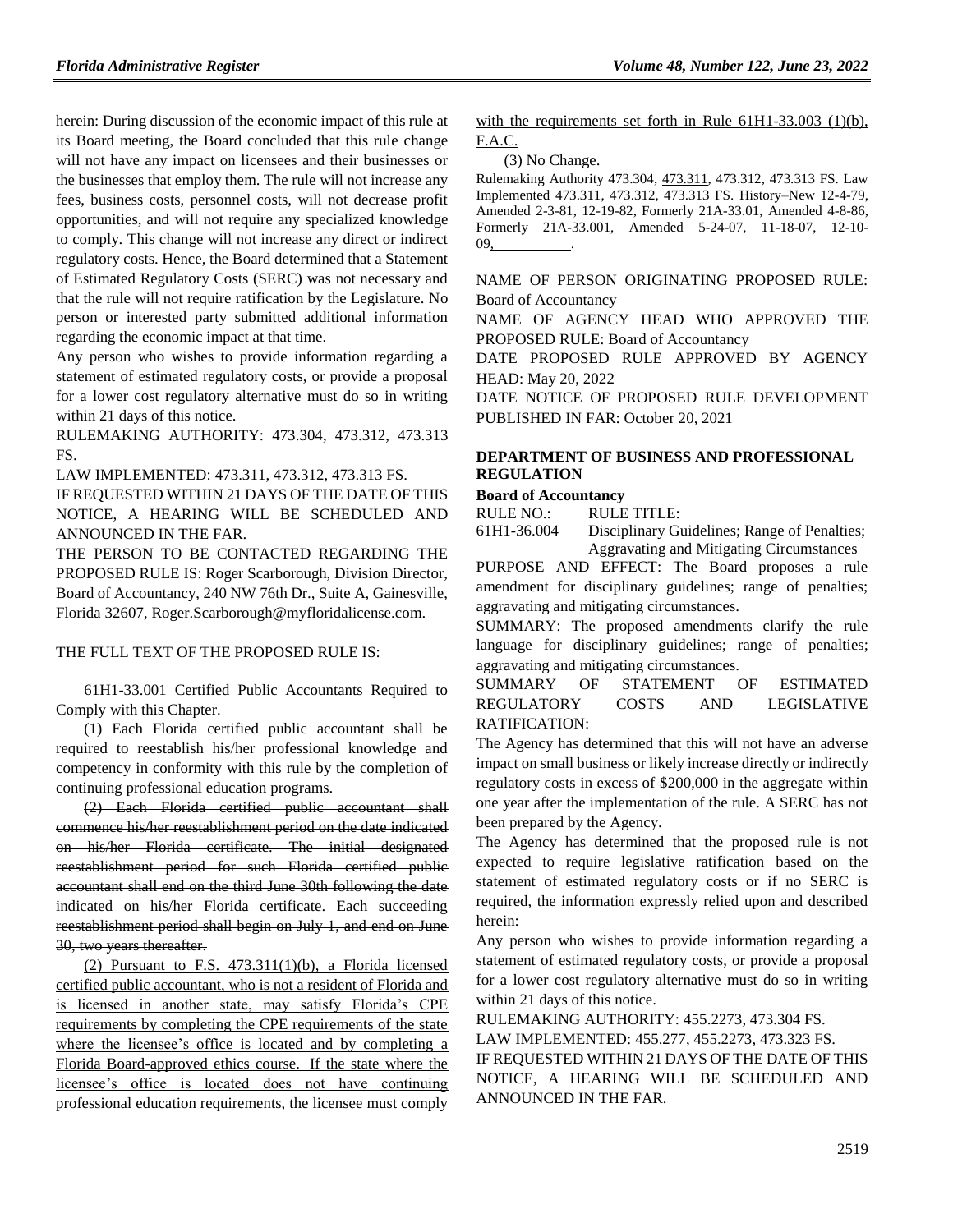herein: During discussion of the economic impact of this rule at its Board meeting, the Board concluded that this rule change will not have any impact on licensees and their businesses or the businesses that employ them. The rule will not increase any fees, business costs, personnel costs, will not decrease profit opportunities, and will not require any specialized knowledge to comply. This change will not increase any direct or indirect regulatory costs. Hence, the Board determined that a Statement of Estimated Regulatory Costs (SERC) was not necessary and that the rule will not require ratification by the Legislature. No person or interested party submitted additional information regarding the economic impact at that time.

Any person who wishes to provide information regarding a statement of estimated regulatory costs, or provide a proposal for a lower cost regulatory alternative must do so in writing within 21 days of this notice.

RULEMAKING AUTHORITY: 473.304, 473.312, 473.313 FS.

LAW IMPLEMENTED: 473.311, 473.312, 473.313 FS.

IF REQUESTED WITHIN 21 DAYS OF THE DATE OF THIS NOTICE, A HEARING WILL BE SCHEDULED AND ANNOUNCED IN THE FAR.

THE PERSON TO BE CONTACTED REGARDING THE PROPOSED RULE IS: Roger Scarborough, Division Director, Board of Accountancy, 240 NW 76th Dr., Suite A, Gainesville, Florida 32607, Roger.Scarborough@myfloridalicense.com.

THE FULL TEXT OF THE PROPOSED RULE IS:

61H1-33.001 Certified Public Accountants Required to Comply with this Chapter.

(1) Each Florida certified public accountant shall be required to reestablish his/her professional knowledge and competency in conformity with this rule by the completion of continuing professional education programs.

~~(2) Each Florida certified public accountant shall commence his/her reestablishment period on the date indicated on his/her Florida certificate. The initial designated reestablishment period for such Florida certified public accountant shall end on the third June 30th following the date indicated on his/her Florida certificate. Each succeeding reestablishment period shall begin on July 1, and end on June 30, two years thereafter.~~

(2) Pursuant to F.S. 473.311(1)(b), a Florida licensed certified public accountant, who is not a resident of Florida and is licensed in another state, may satisfy Florida's CPE requirements by completing the CPE requirements of the state where the licensee's office is located and by completing a Florida Board-approved ethics course. If the state where the licensee's office is located does not have continuing professional education requirements, the licensee must comply with the requirements set forth in Rule 61H1-33.003 (1)(b), F.A.C.

(3) No Change.

Rulemaking Authority 473.304, 473.311, 473.312, 473.313 FS. Law Implemented 473.311, 473.312, 473.313 FS. History–New 12-4-79, Amended 2-3-81, 12-19-82, Formerly 21A-33.01, Amended 4-8-86, Formerly 21A-33.001, Amended 5-24-07, 11-18-07, 12-10-09, \_\_\_\_\_\_\_\_\_\_.

NAME OF PERSON ORIGINATING PROPOSED RULE: Board of Accountancy

NAME OF AGENCY HEAD WHO APPROVED THE PROPOSED RULE: Board of Accountancy

DATE PROPOSED RULE APPROVED BY AGENCY HEAD: May 20, 2022

DATE NOTICE OF PROPOSED RULE DEVELOPMENT PUBLISHED IN FAR: October 20, 2021

## DEPARTMENT OF BUSINESS AND PROFESSIONAL REGULATION

### Board of Accountancy

RULE NO.: RULE TITLE:

61H1-36.004 Disciplinary Guidelines; Range of Penalties; Aggravating and Mitigating Circumstances

PURPOSE AND EFFECT: The Board proposes a rule amendment for disciplinary guidelines; range of penalties; aggravating and mitigating circumstances.

SUMMARY: The proposed amendments clarify the rule language for disciplinary guidelines; range of penalties; aggravating and mitigating circumstances.

SUMMARY OF STATEMENT OF ESTIMATED REGULATORY COSTS AND LEGISLATIVE RATIFICATION:

The Agency has determined that this will not have an adverse impact on small business or likely increase directly or indirectly regulatory costs in excess of $200,000 in the aggregate within one year after the implementation of the rule. A SERC has not been prepared by the Agency.

The Agency has determined that the proposed rule is not expected to require legislative ratification based on the statement of estimated regulatory costs or if no SERC is required, the information expressly relied upon and described herein:

Any person who wishes to provide information regarding a statement of estimated regulatory costs, or provide a proposal for a lower cost regulatory alternative must do so in writing within 21 days of this notice.

RULEMAKING AUTHORITY: 455.2273, 473.304 FS.

LAW IMPLEMENTED: 455.277, 455.2273, 473.323 FS.

IF REQUESTED WITHIN 21 DAYS OF THE DATE OF THIS NOTICE, A HEARING WILL BE SCHEDULED AND ANNOUNCED IN THE FAR.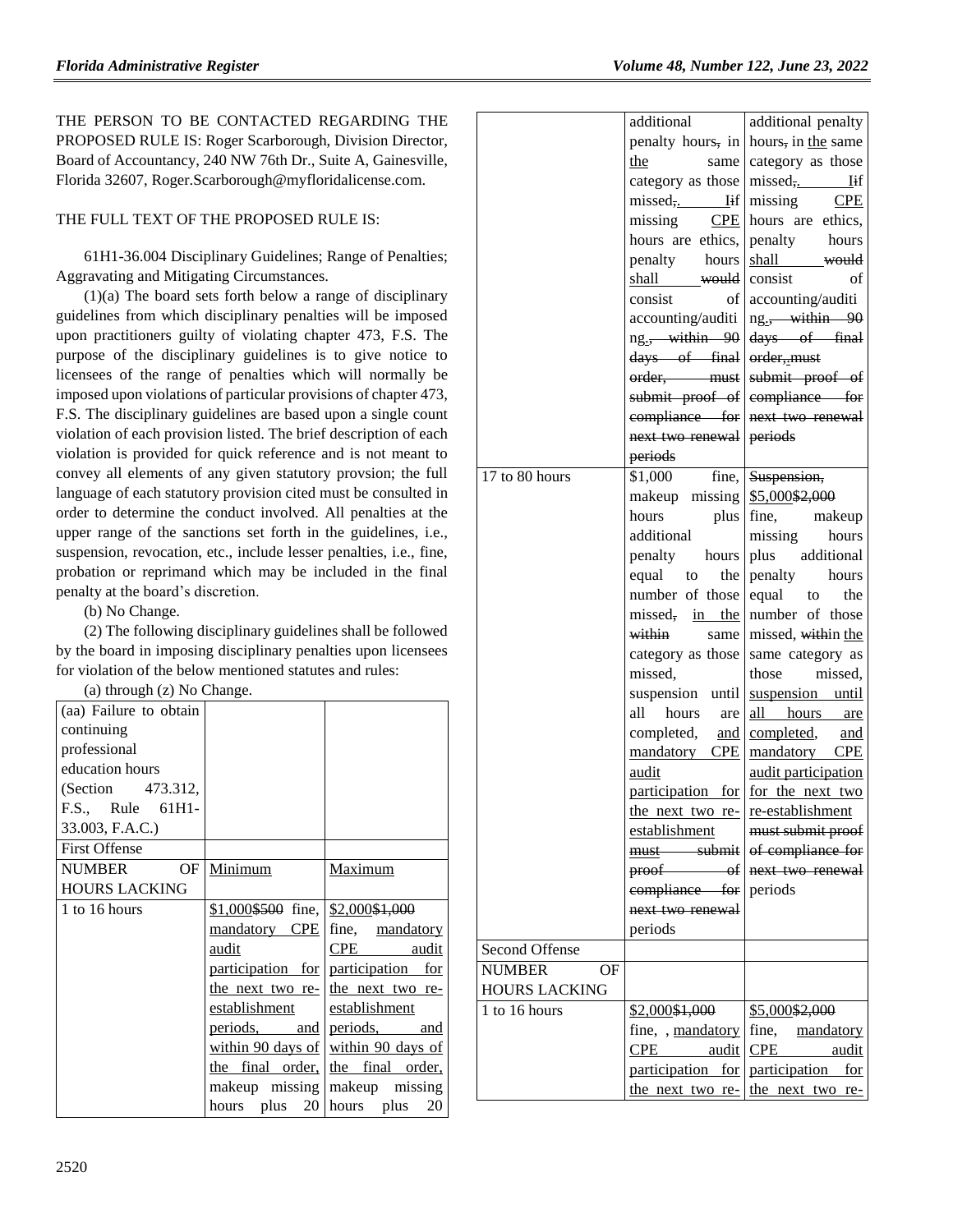THE PERSON TO BE CONTACTED REGARDING THE PROPOSED RULE IS: Roger Scarborough, Division Director, Board of Accountancy, 240 NW 76th Dr., Suite A, Gainesville, Florida 32607, Roger.Scarborough@myfloridalicense.com.

THE FULL TEXT OF THE PROPOSED RULE IS:

61H1-36.004 Disciplinary Guidelines; Range of Penalties; Aggravating and Mitigating Circumstances.

(1)(a) The board sets forth below a range of disciplinary guidelines from which disciplinary penalties will be imposed upon practitioners guilty of violating chapter 473, F.S. The purpose of the disciplinary guidelines is to give notice to licensees of the range of penalties which will normally be imposed upon violations of particular provisions of chapter 473, F.S. The disciplinary guidelines are based upon a single count violation of each provision listed. The brief description of each violation is provided for quick reference and is not meant to convey all elements of any given statutory provsion; the full language of each statutory provision cited must be consulted in order to determine the conduct involved. All penalties at the upper range of the sanctions set forth in the guidelines, i.e., suspension, revocation, etc., include lesser penalties, i.e., fine, probation or reprimand which may be included in the final penalty at the board's discretion.

(b) No Change.

(2) The following disciplinary guidelines shall be followed by the board in imposing disciplinary penalties upon licensees for violation of the below mentioned statutes and rules:

(a) through (z) No Change.

| (aa) Failure to obtain continuing professional education hours (Section 473.312, F.S., Rule 61H1-33.003, F.A.C.) | | |
|---|---|---|
| First Offense | | |
| NUMBER OF HOURS LACKING | Minimum | Maximum |
| 1 to 16 hours | $1,000~~$500~~ fine, mandatory CPE audit participation for the next two re-establishment periods, and within 90 days of the final order, makeup missing hours plus 20 additional penalty hours~~,~~ in the same category as those missed~~,~~. I~~i~~f missing CPE hours are ethics, penalty hours shall ~~would~~ consist of accounting/auditing.~~, within 90 days of final order, must submit proof of compliance for next two renewal periods~~ | $2,000~~$1,000~~ fine, mandatory CPE audit participation for the next two re-establishment periods, and within 90 days of the final order, makeup missing hours plus 20 additional penalty hours~~,~~ in the same category as those missed~~,~~. I~~i~~f missing CPE hours are ethics, penalty hours shall ~~would~~ consist of accounting/auditing.~~, within 90 days of final order,.must submit proof of compliance for next two renewal periods~~ |
| 17 to 80 hours | $1,000 fine, makeup missing hours plus additional penalty hours equal to the number of those missed~~,~~ in the ~~within~~ same category as those missed, suspension until all hours are completed, and mandatory CPE audit participation for the next two re-establishment ~~must submit proof of compliance for next two renewal~~ periods | ~~Suspension,~~ $5,000~~$2,000~~ fine, makeup missing hours plus additional penalty hours equal to the number of those missed, ~~with~~in the same category as those missed, suspension until all hours are completed, and mandatory CPE audit participation for the next two re-establishment ~~must submit proof of compliance for next two renewal~~ periods |
| Second Offense | | |
| NUMBER OF HOURS LACKING | | |
| 1 to 16 hours | $2,000~~$1,000~~ fine, , mandatory CPE audit participation for the next two re- | $5,000~~$2,000~~ fine, mandatory CPE audit participation for the next two re- |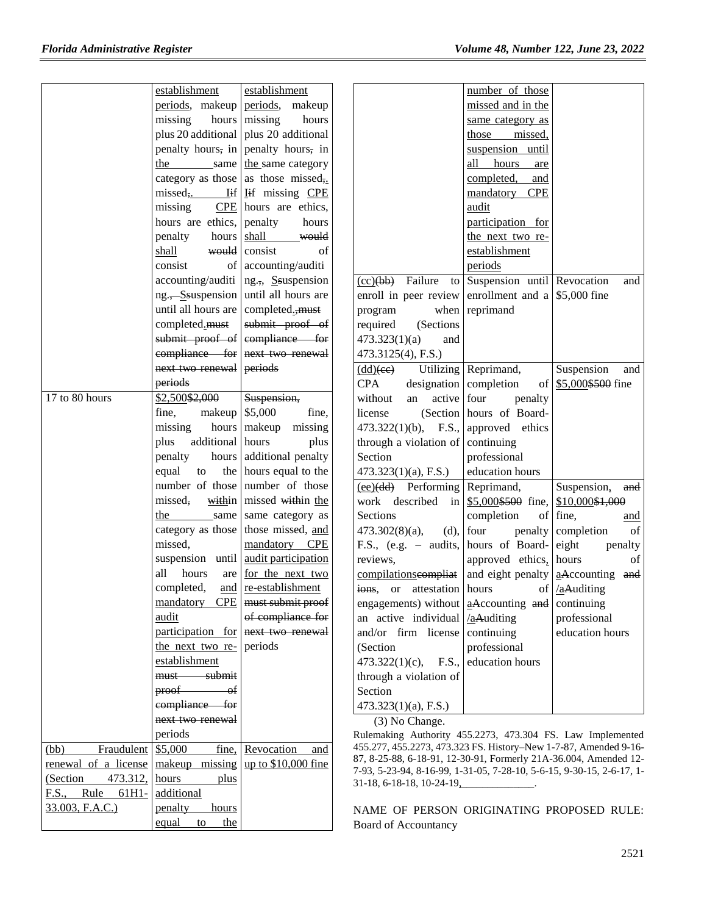| | | |
|---|---|---|
| | establishment periods, makeup missing hours plus 20 additional penalty hours, in the same category as those missed,. If missing CPE hours are ethics, penalty hours shall would consist of accounting/auditing., Ssuspension until all hours are completed.must submit proof of compliance for next two renewal periods | establishment periods, makeup missing hours plus 20 additional penalty hours, in the same category as those missed,. If missing CPE hours are ethics, penalty hours shall would consist of accounting/auditing., Ssuspension until all hours are completed.,must submit proof of compliance for next two renewal periods |
| 17 to 80 hours | $2,500$2,000 fine, makeup missing hours plus additional penalty hours equal to the number of those missed, within the same category as those missed, suspension until all hours are completed, and mandatory CPE audit participation for the next two re-establishment must submit proof of compliance for next two renewal periods | Suspension, $5,000 fine, makeup missing hours plus additional penalty hours equal to the number of those missed within the same category as those missed, and mandatory CPE audit participation for the next two re-establishment must submit proof of compliance for next two renewal periods |
| (bb) Fraudulent renewal of a license (Section 473.312, F.S., Rule 61H1-33.003, F.A.C.) | $5,000 fine, makeup missing hours plus additional penalty hours equal to the number of those missed and in the same category as those missed, suspension until all hours are completed, and mandatory CPE audit participation for the next two re-establishment periods | Revocation and up to $10,000 fine |
| (cc)(bb) Failure to enroll in peer review program when required (Sections 473.323(1)(a) and 473.3125(4), F.S.) | Suspension until enrollment and a reprimand | Revocation and $5,000 fine |
| (dd)(cc) Utilizing CPA designation without an active license (Section 473.322(1)(b), F.S., through a violation of Section 473.323(1)(a), F.S.) | Reprimand, completion of four penalty hours of Board-approved ethics continuing professional education hours | Suspension and $5,000$500 fine |
| (ee)(dd) Performing work described in Sections 473.302(8)(a), (d), F.S., (e.g. – audits, reviews, compilationscompliations, or attestation engagements) without an active individual and/or firm license (Section 473.322(1)(c), F.S., through a violation of Section 473.323(1)(a), F.S.) | Reprimand, $5,000$500 fine, completion of four penalty hours of Board-approved ethics, and eight penalty hours of aAccounting and /aAuditing continuing professional education hours | Suspension, and $10,000$1,000 fine, and completion of eight penalty hours of aAccounting and /aAuditing continuing professional education hours |

(3) No Change.

Rulemaking Authority 455.2273, 473.304 FS. Law Implemented 455.277, 455.2273, 473.323 FS. History–New 1-7-87, Amended 9-16-87, 8-25-88, 6-18-91, 12-30-91, Formerly 21A-36.004, Amended 12-7-93, 5-23-94, 8-16-99, 1-31-05, 7-28-10, 5-6-15, 9-30-15, 2-6-17, 1-31-18, 6-18-18, 10-24-19, ______________.

NAME OF PERSON ORIGINATING PROPOSED RULE: Board of Accountancy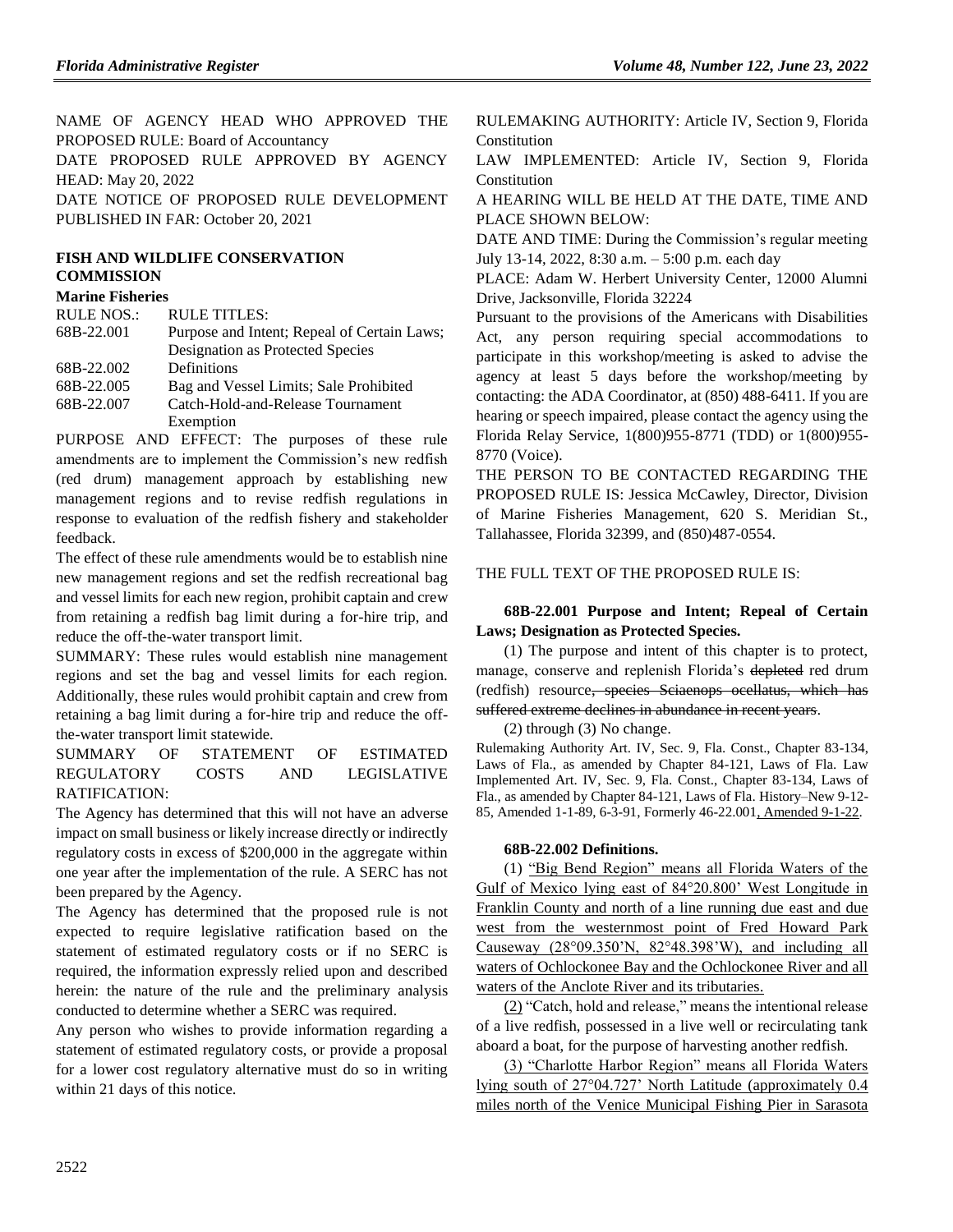NAME OF AGENCY HEAD WHO APPROVED THE PROPOSED RULE: Board of Accountancy

DATE PROPOSED RULE APPROVED BY AGENCY HEAD: May 20, 2022

DATE NOTICE OF PROPOSED RULE DEVELOPMENT PUBLISHED IN FAR: October 20, 2021

## FISH AND WILDLIFE CONSERVATION COMMISSION

### Marine Fisheries

| RULE NOS.: | RULE TITLES: |
|---|---|
| 68B-22.001 | Purpose and Intent; Repeal of Certain Laws; Designation as Protected Species |
| 68B-22.002 | Definitions |
| 68B-22.005 | Bag and Vessel Limits; Sale Prohibited |
| 68B-22.007 | Catch-Hold-and-Release Tournament Exemption |

PURPOSE AND EFFECT: The purposes of these rule amendments are to implement the Commission's new redfish (red drum) management approach by establishing new management regions and to revise redfish regulations in response to evaluation of the redfish fishery and stakeholder feedback.

The effect of these rule amendments would be to establish nine new management regions and set the redfish recreational bag and vessel limits for each new region, prohibit captain and crew from retaining a redfish bag limit during a for-hire trip, and reduce the off-the-water transport limit.

SUMMARY: These rules would establish nine management regions and set the bag and vessel limits for each region. Additionally, these rules would prohibit captain and crew from retaining a bag limit during a for-hire trip and reduce the off-the-water transport limit statewide.

SUMMARY OF STATEMENT OF ESTIMATED REGULATORY COSTS AND LEGISLATIVE RATIFICATION:

The Agency has determined that this will not have an adverse impact on small business or likely increase directly or indirectly regulatory costs in excess of $200,000 in the aggregate within one year after the implementation of the rule. A SERC has not been prepared by the Agency.

The Agency has determined that the proposed rule is not expected to require legislative ratification based on the statement of estimated regulatory costs or if no SERC is required, the information expressly relied upon and described herein: the nature of the rule and the preliminary analysis conducted to determine whether a SERC was required.

Any person who wishes to provide information regarding a statement of estimated regulatory costs, or provide a proposal for a lower cost regulatory alternative must do so in writing within 21 days of this notice.

RULEMAKING AUTHORITY: Article IV, Section 9, Florida Constitution

LAW IMPLEMENTED: Article IV, Section 9, Florida Constitution

A HEARING WILL BE HELD AT THE DATE, TIME AND PLACE SHOWN BELOW:

DATE AND TIME: During the Commission's regular meeting July 13-14, 2022, 8:30 a.m. – 5:00 p.m. each day

PLACE: Adam W. Herbert University Center, 12000 Alumni Drive, Jacksonville, Florida 32224

Pursuant to the provisions of the Americans with Disabilities Act, any person requiring special accommodations to participate in this workshop/meeting is asked to advise the agency at least 5 days before the workshop/meeting by contacting: the ADA Coordinator, at (850) 488-6411. If you are hearing or speech impaired, please contact the agency using the Florida Relay Service, 1(800)955-8771 (TDD) or 1(800)955-8770 (Voice).

THE PERSON TO BE CONTACTED REGARDING THE PROPOSED RULE IS: Jessica McCawley, Director, Division of Marine Fisheries Management, 620 S. Meridian St., Tallahassee, Florida 32399, and (850)487-0554.

THE FULL TEXT OF THE PROPOSED RULE IS:

**68B-22.001 Purpose and Intent; Repeal of Certain Laws; Designation as Protected Species.**

(1) The purpose and intent of this chapter is to protect, manage, conserve and replenish Florida's ~~depleted~~ red drum (redfish) resource~~, species Sciaenops ocellatus, which has suffered extreme declines in abundance in recent years~~.

(2) through (3) No change.

Rulemaking Authority Art. IV, Sec. 9, Fla. Const., Chapter 83-134, Laws of Fla., as amended by Chapter 84-121, Laws of Fla. Law Implemented Art. IV, Sec. 9, Fla. Const., Chapter 83-134, Laws of Fla., as amended by Chapter 84-121, Laws of Fla. History–New 9-12-85, Amended 1-1-89, 6-3-91, Formerly 46-22.001, Amended 9-1-22.

**68B-22.002 Definitions.**

(1) "Big Bend Region" means all Florida Waters of the Gulf of Mexico lying east of 84°20.800' West Longitude in Franklin County and north of a line running due east and due west from the westernmost point of Fred Howard Park Causeway (28°09.350'N, 82°48.398'W), and including all waters of Ochlockonee Bay and the Ochlockonee River and all waters of the Anclote River and its tributaries.

(2) "Catch, hold and release," means the intentional release of a live redfish, possessed in a live well or recirculating tank aboard a boat, for the purpose of harvesting another redfish.

(3) "Charlotte Harbor Region" means all Florida Waters lying south of 27°04.727' North Latitude (approximately 0.4 miles north of the Venice Municipal Fishing Pier in Sarasota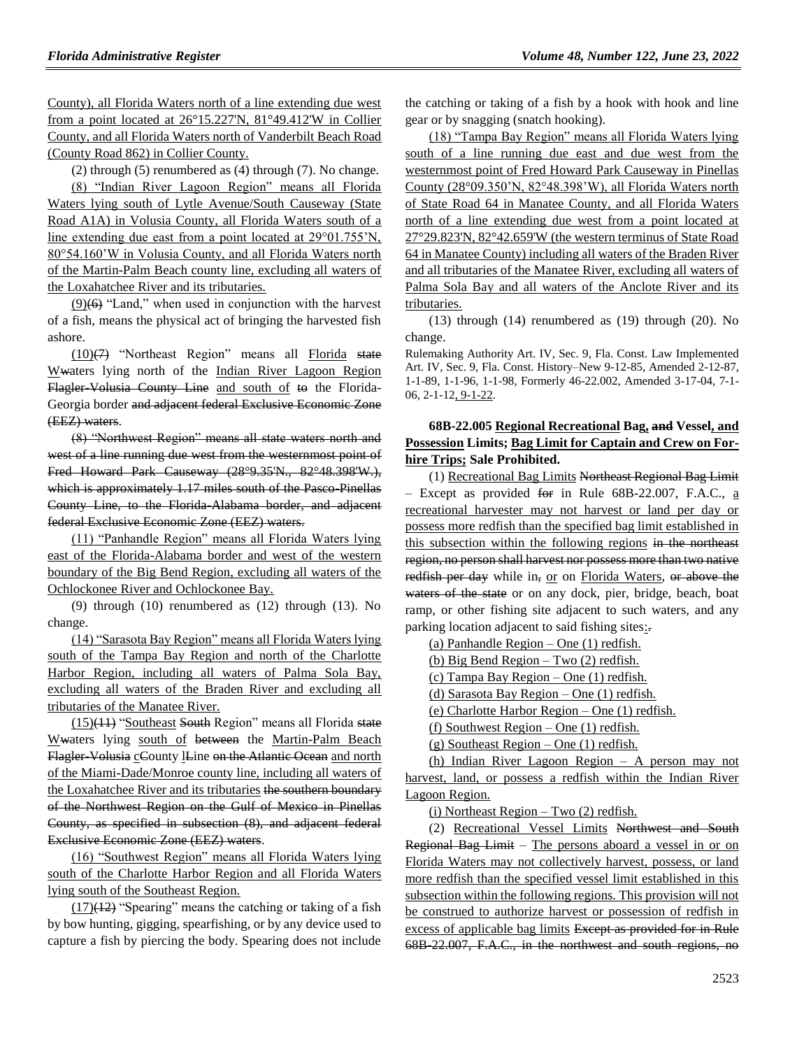County), all Florida Waters north of a line extending due west from a point located at 26°15.227'N, 81°49.412'W in Collier County, and all Florida Waters north of Vanderbilt Beach Road (County Road 862) in Collier County.

(2) through (5) renumbered as (4) through (7). No change.

(8) "Indian River Lagoon Region" means all Florida Waters lying south of Lytle Avenue/South Causeway (State Road A1A) in Volusia County, all Florida Waters south of a line extending due east from a point located at 29°01.755'N, 80°54.160'W in Volusia County, and all Florida Waters north of the Martin-Palm Beach county line, excluding all waters of the Loxahatchee River and its tributaries.

(9)~~(6)~~ "Land," when used in conjunction with the harvest of a fish, means the physical act of bringing the harvested fish ashore.

(10)~~(7)~~ "Northeast Region" means all Florida ~~state~~ W~~w~~aters lying north of the Indian River Lagoon Region ~~Flagler-Volusia County Line~~ and south of ~~to~~ the Florida-Georgia border ~~and adjacent federal Exclusive Economic Zone (EEZ) waters~~.

~~(8) "Northwest Region" means all state waters north and west of a line running due west from the westernmost point of Fred Howard Park Causeway (28°9.35'N., 82°48.398'W.), which is approximately 1.17 miles south of the Pasco-Pinellas County Line, to the Florida-Alabama border, and adjacent federal Exclusive Economic Zone (EEZ) waters.~~

(11) "Panhandle Region" means all Florida Waters lying east of the Florida-Alabama border and west of the western boundary of the Big Bend Region, excluding all waters of the Ochlockonee River and Ochlockonee Bay.

(9) through (10) renumbered as (12) through (13). No change.

(14) "Sarasota Bay Region" means all Florida Waters lying south of the Tampa Bay Region and north of the Charlotte Harbor Region, including all waters of Palma Sola Bay, excluding all waters of the Braden River and excluding all tributaries of the Manatee River.

(15)~~(11)~~ "Southeast ~~South~~ Region" means all Florida ~~state~~ W~~w~~aters lying south of ~~between~~ the Martin-Palm Beach ~~Flagler-Volusia~~ c~~C~~ounty l~~L~~ine ~~on the Atlantic Ocean~~ and north of the Miami-Dade/Monroe county line, including all waters of the Loxahatchee River and its tributaries ~~the southern boundary of the Northwest Region on the Gulf of Mexico in Pinellas County, as specified in subsection (8), and adjacent federal Exclusive Economic Zone (EEZ) waters~~.

(16) "Southwest Region" means all Florida Waters lying south of the Charlotte Harbor Region and all Florida Waters lying south of the Southeast Region.

(17)~~(12)~~ "Spearing" means the catching or taking of a fish by bow hunting, gigging, spearfishing, or by any device used to capture a fish by piercing the body. Spearing does not include the catching or taking of a fish by a hook with hook and line gear or by snagging (snatch hooking).

(18) "Tampa Bay Region" means all Florida Waters lying south of a line running due east and due west from the westernmost point of Fred Howard Park Causeway in Pinellas County (28°09.350'N, 82°48.398'W), all Florida Waters north of State Road 64 in Manatee County, and all Florida Waters north of a line extending due west from a point located at 27°29.823'N, 82°42.659'W (the western terminus of State Road 64 in Manatee County) including all waters of the Braden River and all tributaries of the Manatee River, excluding all waters of Palma Sola Bay and all waters of the Anclote River and its tributaries.

(13) through (14) renumbered as (19) through (20). No change.

Rulemaking Authority Art. IV, Sec. 9, Fla. Const. Law Implemented Art. IV, Sec. 9, Fla. Const. History–New 9-12-85, Amended 2-12-87, 1-1-89, 1-1-96, 1-1-98, Formerly 46-22.002, Amended 3-17-04, 7-1-06, 2-1-12, 9-1-22.

**68B-22.005 Regional Recreational Bag, ~~and~~ Vessel, and Possession Limits; Bag Limit for Captain and Crew on For-hire Trips; Sale Prohibited.**

(1) Recreational Bag Limits ~~Northeast Regional Bag Limit~~ – Except as provided ~~for~~ in Rule 68B-22.007, F.A.C., a recreational harvester may not harvest or land per day or possess more redfish than the specified bag limit established in this subsection within the following regions ~~in the northeast region, no person shall harvest nor possess more than two native redfish per day~~ while in~~,~~ or on Florida Waters, ~~or above the waters of the state~~ or on any dock, pier, bridge, beach, boat ramp, or other fishing site adjacent to such waters, and any parking location adjacent to said fishing sites:~~.~~

(a) Panhandle Region – One (1) redfish.

(b) Big Bend Region – Two (2) redfish.

(c) Tampa Bay Region – One (1) redfish.

(d) Sarasota Bay Region – One (1) redfish.

(e) Charlotte Harbor Region – One (1) redfish.

(f) Southwest Region – One (1) redfish.

(g) Southeast Region – One (1) redfish.

(h) Indian River Lagoon Region – A person may not harvest, land, or possess a redfish within the Indian River Lagoon Region.

(i) Northeast Region – Two (2) redfish.

(2) Recreational Vessel Limits ~~Northwest and South Regional Bag Limit~~ – The persons aboard a vessel in or on Florida Waters may not collectively harvest, possess, or land more redfish than the specified vessel limit established in this subsection within the following regions. This provision will not be construed to authorize harvest or possession of redfish in excess of applicable bag limits ~~Except as provided for in Rule 68B-22.007, F.A.C., in the northwest and south regions, no~~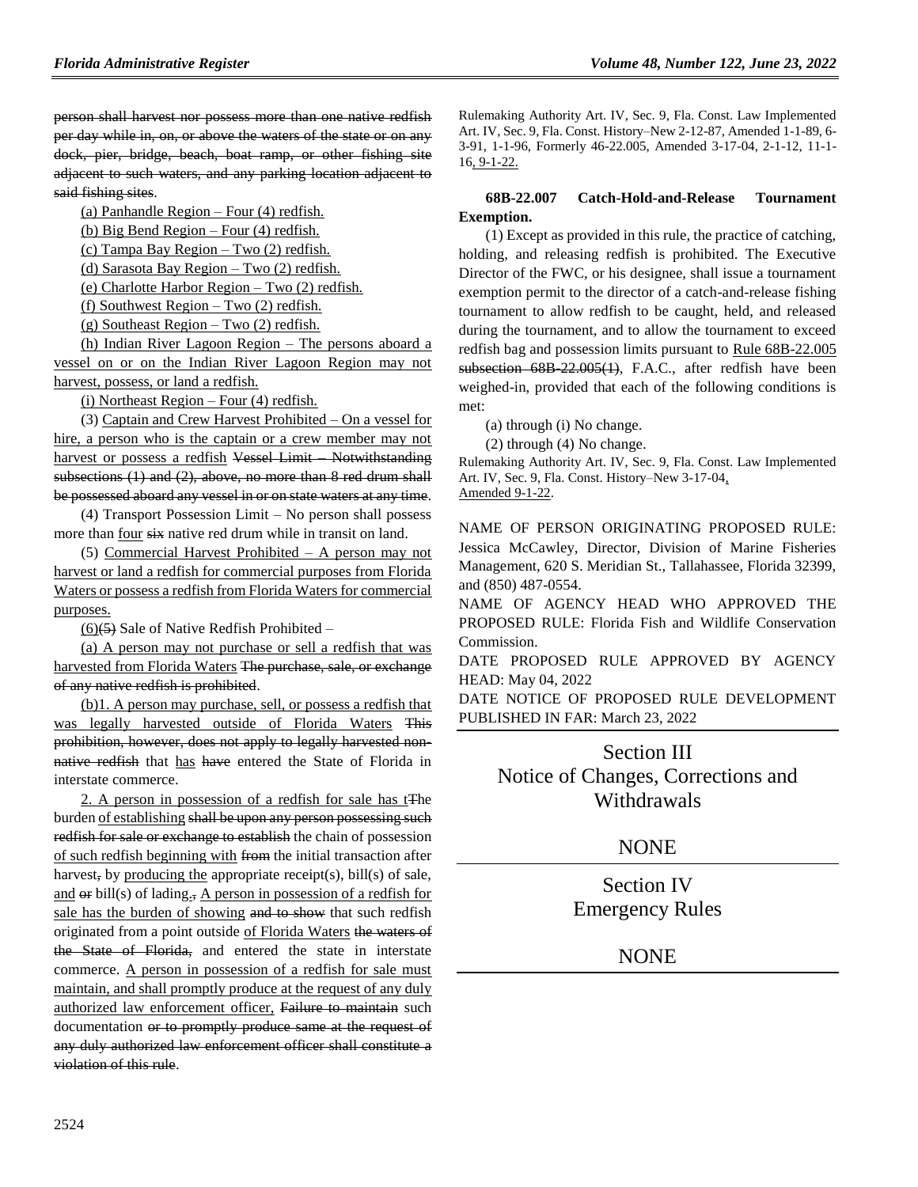person shall harvest nor possess more than one native redfish per day while in, on, or above the waters of the state or on any dock, pier, bridge, beach, boat ramp, or other fishing site adjacent to such waters, and any parking location adjacent to said fishing sites.

(a) Panhandle Region – Four (4) redfish.

(b) Big Bend Region – Four (4) redfish.

(c) Tampa Bay Region – Two (2) redfish.

(d) Sarasota Bay Region – Two (2) redfish.

(e) Charlotte Harbor Region – Two (2) redfish.

(f) Southwest Region – Two (2) redfish.

(g) Southeast Region – Two (2) redfish.

(h) Indian River Lagoon Region – The persons aboard a vessel on or on the Indian River Lagoon Region may not harvest, possess, or land a redfish.

(i) Northeast Region – Four (4) redfish.

(3) Captain and Crew Harvest Prohibited – On a vessel for hire, a person who is the captain or a crew member may not harvest or possess a redfish Vessel Limit – Notwithstanding subsections (1) and (2), above, no more than 8 red drum shall be possessed aboard any vessel in or on state waters at any time.

(4) Transport Possession Limit – No person shall possess more than four six native red drum while in transit on land.

(5) Commercial Harvest Prohibited – A person may not harvest or land a redfish for commercial purposes from Florida Waters or possess a redfish from Florida Waters for commercial purposes.

(6)(5) Sale of Native Redfish Prohibited –

(a) A person may not purchase or sell a redfish that was harvested from Florida Waters The purchase, sale, or exchange of any native redfish is prohibited.

(b)1. A person may purchase, sell, or possess a redfish that was legally harvested outside of Florida Waters This prohibition, however, does not apply to legally harvested non-native redfish that has have entered the State of Florida in interstate commerce.

2. A person in possession of a redfish for sale has tThe burden of establishing shall be upon any person possessing such redfish for sale or exchange to establish the chain of possession of such redfish beginning with from the initial transaction after harvest, by producing the appropriate receipt(s), bill(s) of sale, and or bill(s) of lading.; A person in possession of a redfish for sale has the burden of showing and to show that such redfish originated from a point outside of Florida Waters the waters of the State of Florida, and entered the state in interstate commerce. A person in possession of a redfish for sale must maintain, and shall promptly produce at the request of any duly authorized law enforcement officer, Failure to maintain such documentation or to promptly produce same at the request of any duly authorized law enforcement officer shall constitute a violation of this rule.

Rulemaking Authority Art. IV, Sec. 9, Fla. Const. Law Implemented Art. IV, Sec. 9, Fla. Const. History–New 2-12-87, Amended 1-1-89, 6-3-91, 1-1-96, Formerly 46-22.005, Amended 3-17-04, 2-1-12, 11-1-16, 9-1-22.

**68B-22.007 Catch-Hold-and-Release Tournament Exemption.**

(1) Except as provided in this rule, the practice of catching, holding, and releasing redfish is prohibited. The Executive Director of the FWC, or his designee, shall issue a tournament exemption permit to the director of a catch-and-release fishing tournament to allow redfish to be caught, held, and released during the tournament, and to allow the tournament to exceed redfish bag and possession limits pursuant to Rule 68B-22.005 subsection 68B-22.005(1), F.A.C., after redfish have been weighed-in, provided that each of the following conditions is met:

(a) through (i) No change.

(2) through (4) No change.

Rulemaking Authority Art. IV, Sec. 9, Fla. Const. Law Implemented Art. IV, Sec. 9, Fla. Const. History–New 3-17-04, Amended 9-1-22.

NAME OF PERSON ORIGINATING PROPOSED RULE: Jessica McCawley, Director, Division of Marine Fisheries Management, 620 S. Meridian St., Tallahassee, Florida 32399, and (850) 487-0554.

NAME OF AGENCY HEAD WHO APPROVED THE PROPOSED RULE: Florida Fish and Wildlife Conservation Commission.

DATE PROPOSED RULE APPROVED BY AGENCY HEAD: May 04, 2022

DATE NOTICE OF PROPOSED RULE DEVELOPMENT PUBLISHED IN FAR: March 23, 2022

## Section III
## Notice of Changes, Corrections and Withdrawals

NONE

## Section IV
## Emergency Rules

NONE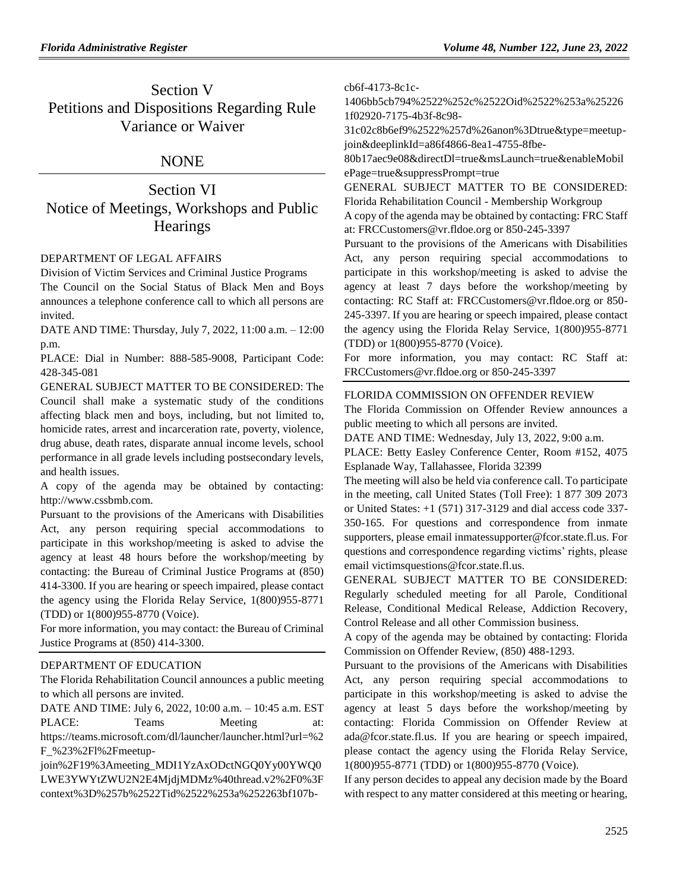# Section V
# Petitions and Dispositions Regarding Rule Variance or Waiver

## NONE

# Section VI
# Notice of Meetings, Workshops and Public Hearings

DEPARTMENT OF LEGAL AFFAIRS

Division of Victim Services and Criminal Justice Programs

The Council on the Social Status of Black Men and Boys announces a telephone conference call to which all persons are invited.

DATE AND TIME: Thursday, July 7, 2022, 11:00 a.m. – 12:00 p.m.

PLACE: Dial in Number: 888-585-9008, Participant Code: 428-345-081

GENERAL SUBJECT MATTER TO BE CONSIDERED: The Council shall make a systematic study of the conditions affecting black men and boys, including, but not limited to, homicide rates, arrest and incarceration rate, poverty, violence, drug abuse, death rates, disparate annual income levels, school performance in all grade levels including postsecondary levels, and health issues.

A copy of the agenda may be obtained by contacting: http://www.cssbmb.com.

Pursuant to the provisions of the Americans with Disabilities Act, any person requiring special accommodations to participate in this workshop/meeting is asked to advise the agency at least 48 hours before the workshop/meeting by contacting: the Bureau of Criminal Justice Programs at (850) 414-3300. If you are hearing or speech impaired, please contact the agency using the Florida Relay Service, 1(800)955-8771 (TDD) or 1(800)955-8770 (Voice).

For more information, you may contact: the Bureau of Criminal Justice Programs at (850) 414-3300.

DEPARTMENT OF EDUCATION

The Florida Rehabilitation Council announces a public meeting to which all persons are invited.

DATE AND TIME: July 6, 2022, 10:00 a.m. – 10:45 a.m. EST

PLACE: Teams Meeting at: https://teams.microsoft.com/dl/launcher/launcher.html?url=%2F_%23%2Fl%2Fmeetup-join%2F19%3Ameeting_MDI1YzAxODctNGQ0Yy00YWQ0LWE3YWYtZWU2N2E4MjdjMDMz%40thread.v2%2F0%3Fcontext%3D%257b%2522Tid%2522%253a%252263bf107b-cb6f-4173-8c1c-1406bb5cb794%2522%252c%2522Oid%2522%253a%252261f02920-7175-4b3f-8c98-31c02c8b6ef9%2522%257d%26anon%3Dtrue&type=meetup-join&deeplinkId=a86f4866-8ea1-4755-8fbe-80b17aec9e08&directDl=true&msLaunch=true&enableMobilePage=true&suppressPrompt=true

GENERAL SUBJECT MATTER TO BE CONSIDERED: Florida Rehabilitation Council - Membership Workgroup

A copy of the agenda may be obtained by contacting: FRC Staff at: FRCCustomers@vr.fldoe.org or 850-245-3397

Pursuant to the provisions of the Americans with Disabilities Act, any person requiring special accommodations to participate in this workshop/meeting is asked to advise the agency at least 7 days before the workshop/meeting by contacting: RC Staff at: FRCCustomers@vr.fldoe.org or 850-245-3397. If you are hearing or speech impaired, please contact the agency using the Florida Relay Service, 1(800)955-8771 (TDD) or 1(800)955-8770 (Voice).

For more information, you may contact: RC Staff at: FRCCustomers@vr.fldoe.org or 850-245-3397

FLORIDA COMMISSION ON OFFENDER REVIEW

The Florida Commission on Offender Review announces a public meeting to which all persons are invited.

DATE AND TIME: Wednesday, July 13, 2022, 9:00 a.m.

PLACE: Betty Easley Conference Center, Room #152, 4075 Esplanade Way, Tallahassee, Florida 32399

The meeting will also be held via conference call. To participate in the meeting, call United States (Toll Free): 1 877 309 2073 or United States: +1 (571) 317-3129 and dial access code 337-350-165. For questions and correspondence from inmate supporters, please email inmatessupporter@fcor.state.fl.us. For questions and correspondence regarding victims' rights, please email victimsquestions@fcor.state.fl.us.

GENERAL SUBJECT MATTER TO BE CONSIDERED: Regularly scheduled meeting for all Parole, Conditional Release, Conditional Medical Release, Addiction Recovery, Control Release and all other Commission business.

A copy of the agenda may be obtained by contacting: Florida Commission on Offender Review, (850) 488-1293.

Pursuant to the provisions of the Americans with Disabilities Act, any person requiring special accommodations to participate in this workshop/meeting is asked to advise the agency at least 5 days before the workshop/meeting by contacting: Florida Commission on Offender Review at ada@fcor.state.fl.us. If you are hearing or speech impaired, please contact the agency using the Florida Relay Service, 1(800)955-8771 (TDD) or 1(800)955-8770 (Voice).

If any person decides to appeal any decision made by the Board with respect to any matter considered at this meeting or hearing,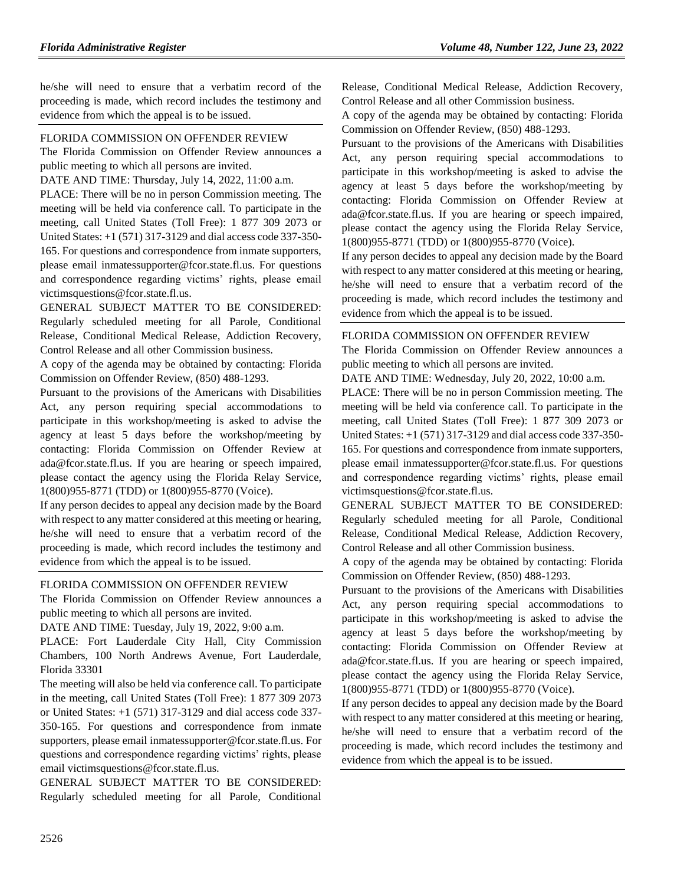he/she will need to ensure that a verbatim record of the proceeding is made, which record includes the testimony and evidence from which the appeal is to be issued.

FLORIDA COMMISSION ON OFFENDER REVIEW

The Florida Commission on Offender Review announces a public meeting to which all persons are invited.

DATE AND TIME: Thursday, July 14, 2022, 11:00 a.m.

PLACE: There will be no in person Commission meeting. The meeting will be held via conference call. To participate in the meeting, call United States (Toll Free): 1 877 309 2073 or United States: +1 (571) 317-3129 and dial access code 337-350-165. For questions and correspondence from inmate supporters, please email inmatessupporter@fcor.state.fl.us. For questions and correspondence regarding victims' rights, please email victimsquestions@fcor.state.fl.us.

GENERAL SUBJECT MATTER TO BE CONSIDERED: Regularly scheduled meeting for all Parole, Conditional Release, Conditional Medical Release, Addiction Recovery, Control Release and all other Commission business.

A copy of the agenda may be obtained by contacting: Florida Commission on Offender Review, (850) 488-1293.

Pursuant to the provisions of the Americans with Disabilities Act, any person requiring special accommodations to participate in this workshop/meeting is asked to advise the agency at least 5 days before the workshop/meeting by contacting: Florida Commission on Offender Review at ada@fcor.state.fl.us. If you are hearing or speech impaired, please contact the agency using the Florida Relay Service, 1(800)955-8771 (TDD) or 1(800)955-8770 (Voice).

If any person decides to appeal any decision made by the Board with respect to any matter considered at this meeting or hearing, he/she will need to ensure that a verbatim record of the proceeding is made, which record includes the testimony and evidence from which the appeal is to be issued.

FLORIDA COMMISSION ON OFFENDER REVIEW

The Florida Commission on Offender Review announces a public meeting to which all persons are invited.

DATE AND TIME: Tuesday, July 19, 2022, 9:00 a.m.

PLACE: Fort Lauderdale City Hall, City Commission Chambers, 100 North Andrews Avenue, Fort Lauderdale, Florida 33301

The meeting will also be held via conference call. To participate in the meeting, call United States (Toll Free): 1 877 309 2073 or United States: +1 (571) 317-3129 and dial access code 337-350-165. For questions and correspondence from inmate supporters, please email inmatessupporter@fcor.state.fl.us. For questions and correspondence regarding victims' rights, please email victimsquestions@fcor.state.fl.us.

GENERAL SUBJECT MATTER TO BE CONSIDERED: Regularly scheduled meeting for all Parole, Conditional Release, Conditional Medical Release, Addiction Recovery, Control Release and all other Commission business.

A copy of the agenda may be obtained by contacting: Florida Commission on Offender Review, (850) 488-1293.

Pursuant to the provisions of the Americans with Disabilities Act, any person requiring special accommodations to participate in this workshop/meeting is asked to advise the agency at least 5 days before the workshop/meeting by contacting: Florida Commission on Offender Review at ada@fcor.state.fl.us. If you are hearing or speech impaired, please contact the agency using the Florida Relay Service, 1(800)955-8771 (TDD) or 1(800)955-8770 (Voice).

If any person decides to appeal any decision made by the Board with respect to any matter considered at this meeting or hearing, he/she will need to ensure that a verbatim record of the proceeding is made, which record includes the testimony and evidence from which the appeal is to be issued.

FLORIDA COMMISSION ON OFFENDER REVIEW

The Florida Commission on Offender Review announces a public meeting to which all persons are invited.

DATE AND TIME: Wednesday, July 20, 2022, 10:00 a.m.

PLACE: There will be no in person Commission meeting. The meeting will be held via conference call. To participate in the meeting, call United States (Toll Free): 1 877 309 2073 or United States: +1 (571) 317-3129 and dial access code 337-350-165. For questions and correspondence from inmate supporters, please email inmatessupporter@fcor.state.fl.us. For questions and correspondence regarding victims' rights, please email victimsquestions@fcor.state.fl.us.

GENERAL SUBJECT MATTER TO BE CONSIDERED: Regularly scheduled meeting for all Parole, Conditional Release, Conditional Medical Release, Addiction Recovery, Control Release and all other Commission business.

A copy of the agenda may be obtained by contacting: Florida Commission on Offender Review, (850) 488-1293.

Pursuant to the provisions of the Americans with Disabilities Act, any person requiring special accommodations to participate in this workshop/meeting is asked to advise the agency at least 5 days before the workshop/meeting by contacting: Florida Commission on Offender Review at ada@fcor.state.fl.us. If you are hearing or speech impaired, please contact the agency using the Florida Relay Service, 1(800)955-8771 (TDD) or 1(800)955-8770 (Voice).

If any person decides to appeal any decision made by the Board with respect to any matter considered at this meeting or hearing, he/she will need to ensure that a verbatim record of the proceeding is made, which record includes the testimony and evidence from which the appeal is to be issued.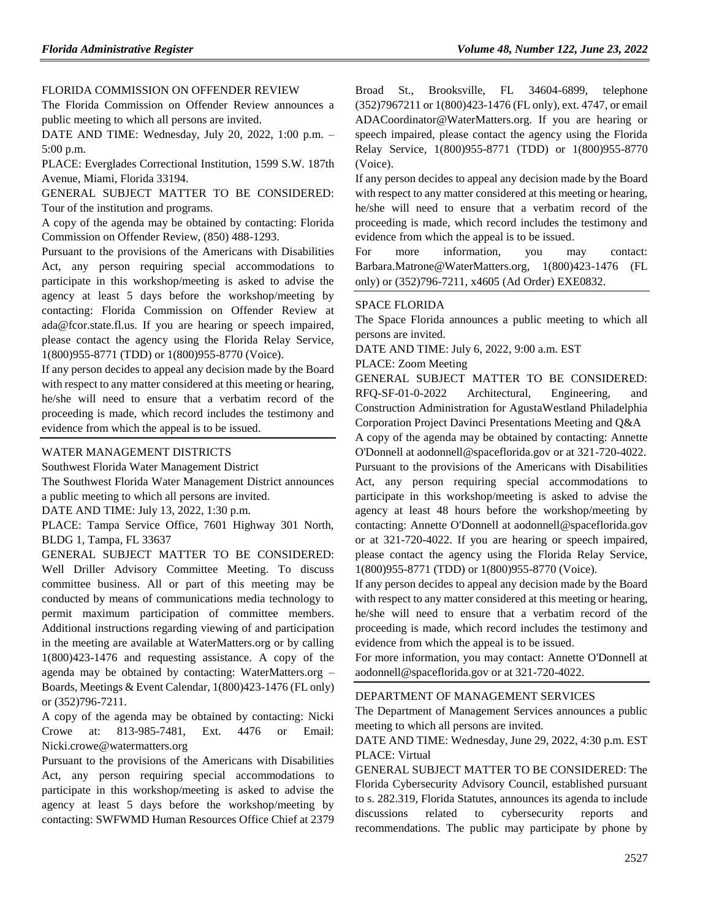FLORIDA COMMISSION ON OFFENDER REVIEW

The Florida Commission on Offender Review announces a public meeting to which all persons are invited.

DATE AND TIME: Wednesday, July 20, 2022, 1:00 p.m. – 5:00 p.m.

PLACE: Everglades Correctional Institution, 1599 S.W. 187th Avenue, Miami, Florida 33194.

GENERAL SUBJECT MATTER TO BE CONSIDERED: Tour of the institution and programs.

A copy of the agenda may be obtained by contacting: Florida Commission on Offender Review, (850) 488-1293.

Pursuant to the provisions of the Americans with Disabilities Act, any person requiring special accommodations to participate in this workshop/meeting is asked to advise the agency at least 5 days before the workshop/meeting by contacting: Florida Commission on Offender Review at ada@fcor.state.fl.us. If you are hearing or speech impaired, please contact the agency using the Florida Relay Service, 1(800)955-8771 (TDD) or 1(800)955-8770 (Voice).

If any person decides to appeal any decision made by the Board with respect to any matter considered at this meeting or hearing, he/she will need to ensure that a verbatim record of the proceeding is made, which record includes the testimony and evidence from which the appeal is to be issued.

WATER MANAGEMENT DISTRICTS

Southwest Florida Water Management District

The Southwest Florida Water Management District announces a public meeting to which all persons are invited.

DATE AND TIME: July 13, 2022, 1:30 p.m.

PLACE: Tampa Service Office, 7601 Highway 301 North, BLDG 1, Tampa, FL 33637

GENERAL SUBJECT MATTER TO BE CONSIDERED: Well Driller Advisory Committee Meeting. To discuss committee business. All or part of this meeting may be conducted by means of communications media technology to permit maximum participation of committee members. Additional instructions regarding viewing of and participation in the meeting are available at WaterMatters.org or by calling 1(800)423-1476 and requesting assistance. A copy of the agenda may be obtained by contacting: WaterMatters.org – Boards, Meetings & Event Calendar, 1(800)423-1476 (FL only) or (352)796-7211.

A copy of the agenda may be obtained by contacting: Nicki Crowe at: 813-985-7481, Ext. 4476 or Email: Nicki.crowe@watermatters.org

Pursuant to the provisions of the Americans with Disabilities Act, any person requiring special accommodations to participate in this workshop/meeting is asked to advise the agency at least 5 days before the workshop/meeting by contacting: SWFWMD Human Resources Office Chief at 2379 Broad St., Brooksville, FL 34604-6899, telephone (352)7967211 or 1(800)423-1476 (FL only), ext. 4747, or email ADACoordinator@WaterMatters.org. If you are hearing or speech impaired, please contact the agency using the Florida Relay Service, 1(800)955-8771 (TDD) or 1(800)955-8770 (Voice).

If any person decides to appeal any decision made by the Board with respect to any matter considered at this meeting or hearing, he/she will need to ensure that a verbatim record of the proceeding is made, which record includes the testimony and evidence from which the appeal is to be issued.

For more information, you may contact: Barbara.Matrone@WaterMatters.org, 1(800)423-1476 (FL only) or (352)796-7211, x4605 (Ad Order) EXE0832.

SPACE FLORIDA

The Space Florida announces a public meeting to which all persons are invited.

DATE AND TIME: July 6, 2022, 9:00 a.m. EST

PLACE: Zoom Meeting

GENERAL SUBJECT MATTER TO BE CONSIDERED: RFQ-SF-01-0-2022 Architectural, Engineering, and Construction Administration for AgustaWestland Philadelphia Corporation Project Davinci Presentations Meeting and Q&A

A copy of the agenda may be obtained by contacting: Annette O'Donnell at aodonnell@spaceflorida.gov or at 321-720-4022.

Pursuant to the provisions of the Americans with Disabilities Act, any person requiring special accommodations to participate in this workshop/meeting is asked to advise the agency at least 48 hours before the workshop/meeting by contacting: Annette O'Donnell at aodonnell@spaceflorida.gov or at 321-720-4022. If you are hearing or speech impaired, please contact the agency using the Florida Relay Service, 1(800)955-8771 (TDD) or 1(800)955-8770 (Voice).

If any person decides to appeal any decision made by the Board with respect to any matter considered at this meeting or hearing, he/she will need to ensure that a verbatim record of the proceeding is made, which record includes the testimony and evidence from which the appeal is to be issued.

For more information, you may contact: Annette O'Donnell at aodonnell@spaceflorida.gov or at 321-720-4022.

DEPARTMENT OF MANAGEMENT SERVICES

The Department of Management Services announces a public meeting to which all persons are invited.

DATE AND TIME: Wednesday, June 29, 2022, 4:30 p.m. EST

PLACE: Virtual

GENERAL SUBJECT MATTER TO BE CONSIDERED: The Florida Cybersecurity Advisory Council, established pursuant to s. 282.319, Florida Statutes, announces its agenda to include discussions related to cybersecurity reports and recommendations. The public may participate by phone by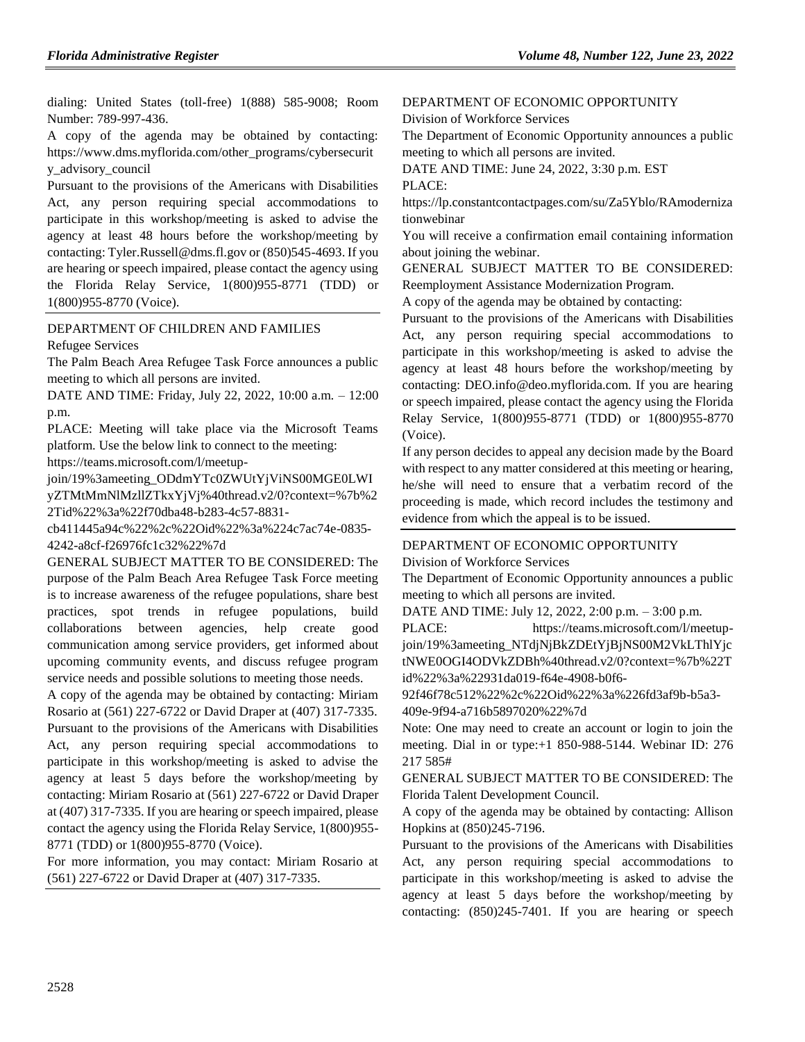dialing: United States (toll-free) 1(888) 585-9008; Room Number: 789-997-436.

A copy of the agenda may be obtained by contacting: https://www.dms.myflorida.com/other_programs/cybersecurity_advisory_council

Pursuant to the provisions of the Americans with Disabilities Act, any person requiring special accommodations to participate in this workshop/meeting is asked to advise the agency at least 48 hours before the workshop/meeting by contacting: Tyler.Russell@dms.fl.gov or (850)545-4693. If you are hearing or speech impaired, please contact the agency using the Florida Relay Service, 1(800)955-8771 (TDD) or 1(800)955-8770 (Voice).

DEPARTMENT OF CHILDREN AND FAMILIES

Refugee Services

The Palm Beach Area Refugee Task Force announces a public meeting to which all persons are invited.

DATE AND TIME: Friday, July 22, 2022, 10:00 a.m. – 12:00 p.m.

PLACE: Meeting will take place via the Microsoft Teams platform. Use the below link to connect to the meeting: https://teams.microsoft.com/l/meetup-join/19%3ameeting_ODdmYTc0ZWUtYjViNS00MGE0LWIyZTMtMmNlMzllZTkxYjVj%40thread.v2/0?context=%7b%22Tid%22%3a%22f70dba48-b283-4c57-8831-cb411445a94c%22%2c%22Oid%22%3a%224c7ac74e-0835-4242-a8cf-f26976fc1c32%22%7d

GENERAL SUBJECT MATTER TO BE CONSIDERED: The purpose of the Palm Beach Area Refugee Task Force meeting is to increase awareness of the refugee populations, share best practices, spot trends in refugee populations, build collaborations between agencies, help create good communication among service providers, get informed about upcoming community events, and discuss refugee program service needs and possible solutions to meeting those needs.

A copy of the agenda may be obtained by contacting: Miriam Rosario at (561) 227-6722 or David Draper at (407) 317-7335.

Pursuant to the provisions of the Americans with Disabilities Act, any person requiring special accommodations to participate in this workshop/meeting is asked to advise the agency at least 5 days before the workshop/meeting by contacting: Miriam Rosario at (561) 227-6722 or David Draper at (407) 317-7335. If you are hearing or speech impaired, please contact the agency using the Florida Relay Service, 1(800)955-8771 (TDD) or 1(800)955-8770 (Voice).

For more information, you may contact: Miriam Rosario at (561) 227-6722 or David Draper at (407) 317-7335.

DEPARTMENT OF ECONOMIC OPPORTUNITY

Division of Workforce Services

The Department of Economic Opportunity announces a public meeting to which all persons are invited.

DATE AND TIME: June 24, 2022, 3:30 p.m. EST

PLACE: https://lp.constantcontactpages.com/su/Za5Yblo/RAmodernizationwebinar

You will receive a confirmation email containing information about joining the webinar.

GENERAL SUBJECT MATTER TO BE CONSIDERED: Reemployment Assistance Modernization Program.

A copy of the agenda may be obtained by contacting:

Pursuant to the provisions of the Americans with Disabilities Act, any person requiring special accommodations to participate in this workshop/meeting is asked to advise the agency at least 48 hours before the workshop/meeting by contacting: DEO.info@deo.myflorida.com. If you are hearing or speech impaired, please contact the agency using the Florida Relay Service, 1(800)955-8771 (TDD) or 1(800)955-8770 (Voice).

If any person decides to appeal any decision made by the Board with respect to any matter considered at this meeting or hearing, he/she will need to ensure that a verbatim record of the proceeding is made, which record includes the testimony and evidence from which the appeal is to be issued.

DEPARTMENT OF ECONOMIC OPPORTUNITY

Division of Workforce Services

The Department of Economic Opportunity announces a public meeting to which all persons are invited.

DATE AND TIME: July 12, 2022, 2:00 p.m. – 3:00 p.m.

PLACE: https://teams.microsoft.com/l/meetup-join/19%3ameeting_NTdjNjBkZDEtYjBjNS00M2VkLThlYjctNWE0OGI4ODVkZDBh%40thread.v2/0?context=%7b%22Tid%22%3a%22931da019-f64e-4908-b0f6-92f46f78c512%22%2c%22Oid%22%3a%226fd3af9b-b5a3-409e-9f94-a716b5897020%22%7d

Note: One may need to create an account or login to join the meeting. Dial in or type:+1 850-988-5144. Webinar ID: 276 217 585#

GENERAL SUBJECT MATTER TO BE CONSIDERED: The Florida Talent Development Council.

A copy of the agenda may be obtained by contacting: Allison Hopkins at (850)245-7196.

Pursuant to the provisions of the Americans with Disabilities Act, any person requiring special accommodations to participate in this workshop/meeting is asked to advise the agency at least 5 days before the workshop/meeting by contacting: (850)245-7401. If you are hearing or speech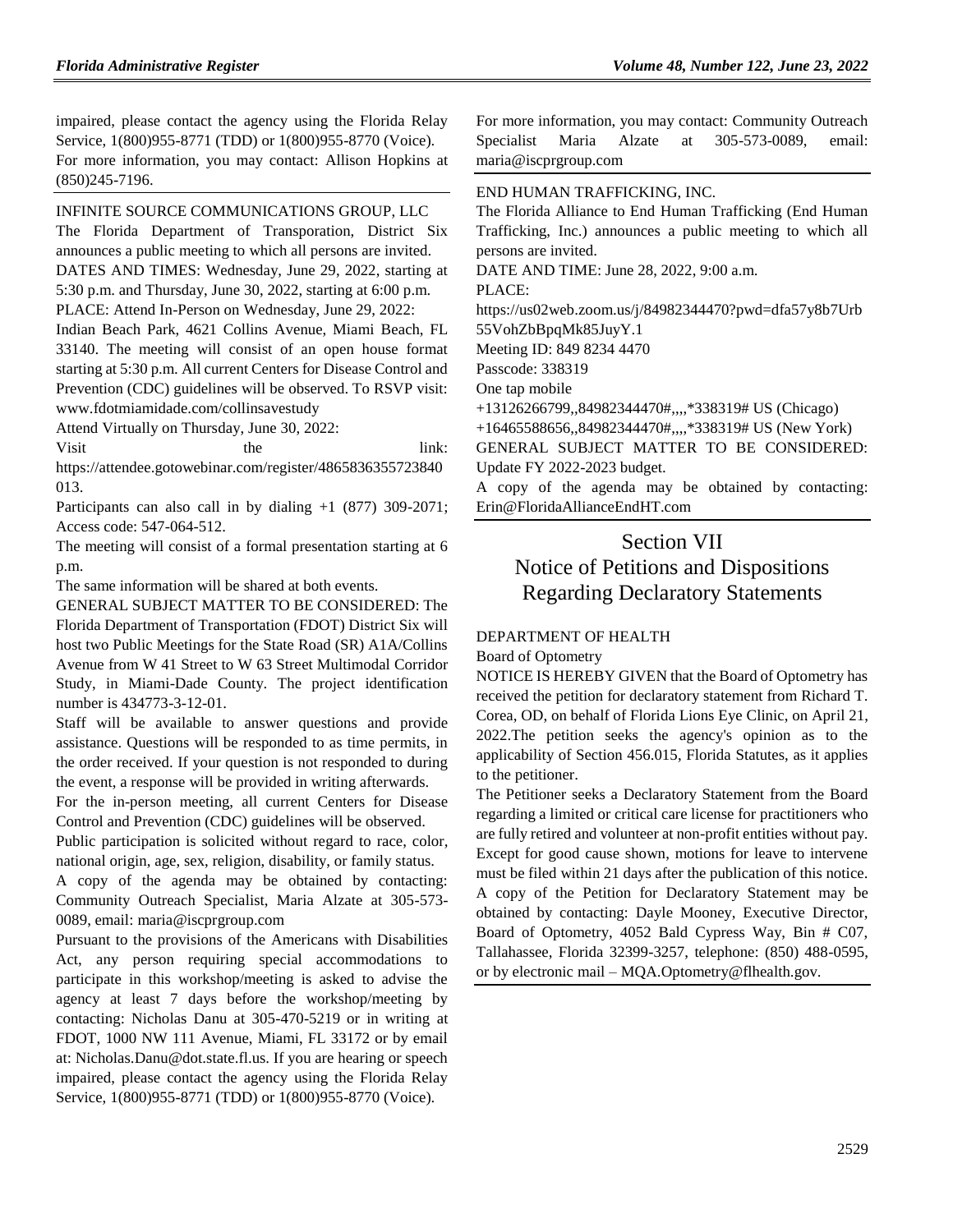impaired, please contact the agency using the Florida Relay Service, 1(800)955-8771 (TDD) or 1(800)955-8770 (Voice).

For more information, you may contact: Allison Hopkins at (850)245-7196.

INFINITE SOURCE COMMUNICATIONS GROUP, LLC

The Florida Department of Transporation, District Six announces a public meeting to which all persons are invited.

DATES AND TIMES: Wednesday, June 29, 2022, starting at 5:30 p.m. and Thursday, June 30, 2022, starting at 6:00 p.m.

PLACE: Attend In-Person on Wednesday, June 29, 2022:

Indian Beach Park, 4621 Collins Avenue, Miami Beach, FL 33140. The meeting will consist of an open house format starting at 5:30 p.m. All current Centers for Disease Control and Prevention (CDC) guidelines will be observed. To RSVP visit: www.fdotmiamidade.com/collinsavestudy

Attend Virtually on Thursday, June 30, 2022:

Visit the link: https://attendee.gotowebinar.com/register/4865836355723840013.

Participants can also call in by dialing +1 (877) 309-2071; Access code: 547-064-512.

The meeting will consist of a formal presentation starting at 6 p.m.

The same information will be shared at both events.

GENERAL SUBJECT MATTER TO BE CONSIDERED: The Florida Department of Transportation (FDOT) District Six will host two Public Meetings for the State Road (SR) A1A/Collins Avenue from W 41 Street to W 63 Street Multimodal Corridor Study, in Miami-Dade County. The project identification number is 434773-3-12-01.

Staff will be available to answer questions and provide assistance. Questions will be responded to as time permits, in the order received. If your question is not responded to during the event, a response will be provided in writing afterwards.

For the in-person meeting, all current Centers for Disease Control and Prevention (CDC) guidelines will be observed.

Public participation is solicited without regard to race, color, national origin, age, sex, religion, disability, or family status.

A copy of the agenda may be obtained by contacting: Community Outreach Specialist, Maria Alzate at 305-573-0089, email: maria@iscprgroup.com

Pursuant to the provisions of the Americans with Disabilities Act, any person requiring special accommodations to participate in this workshop/meeting is asked to advise the agency at least 7 days before the workshop/meeting by contacting: Nicholas Danu at 305-470-5219 or in writing at FDOT, 1000 NW 111 Avenue, Miami, FL 33172 or by email at: Nicholas.Danu@dot.state.fl.us. If you are hearing or speech impaired, please contact the agency using the Florida Relay Service, 1(800)955-8771 (TDD) or 1(800)955-8770 (Voice).

For more information, you may contact: Community Outreach Specialist Maria Alzate at 305-573-0089, email: maria@iscprgroup.com

END HUMAN TRAFFICKING, INC.

The Florida Alliance to End Human Trafficking (End Human Trafficking, Inc.) announces a public meeting to which all persons are invited.

DATE AND TIME: June 28, 2022, 9:00 a.m.

PLACE:

https://us02web.zoom.us/j/84982344470?pwd=dfa57y8b7Urb55VohZbBpqMk85JuyY.1

Meeting ID: 849 8234 4470

Passcode: 338319

One tap mobile

+13126266799,,84982344470#,,,,*338319# US (Chicago)

+16465588656,,84982344470#,,,,*338319# US (New York)

GENERAL SUBJECT MATTER TO BE CONSIDERED: Update FY 2022-2023 budget.

A copy of the agenda may be obtained by contacting: Erin@FloridaAllianceEndHT.com

# Section VII
# Notice of Petitions and Dispositions Regarding Declaratory Statements

DEPARTMENT OF HEALTH

Board of Optometry

NOTICE IS HEREBY GIVEN that the Board of Optometry has received the petition for declaratory statement from Richard T. Corea, OD, on behalf of Florida Lions Eye Clinic, on April 21, 2022.The petition seeks the agency's opinion as to the applicability of Section 456.015, Florida Statutes, as it applies to the petitioner.

The Petitioner seeks a Declaratory Statement from the Board regarding a limited or critical care license for practitioners who are fully retired and volunteer at non-profit entities without pay.

Except for good cause shown, motions for leave to intervene must be filed within 21 days after the publication of this notice.

A copy of the Petition for Declaratory Statement may be obtained by contacting: Dayle Mooney, Executive Director, Board of Optometry, 4052 Bald Cypress Way, Bin # C07, Tallahassee, Florida 32399-3257, telephone: (850) 488-0595, or by electronic mail – MQA.Optometry@flhealth.gov.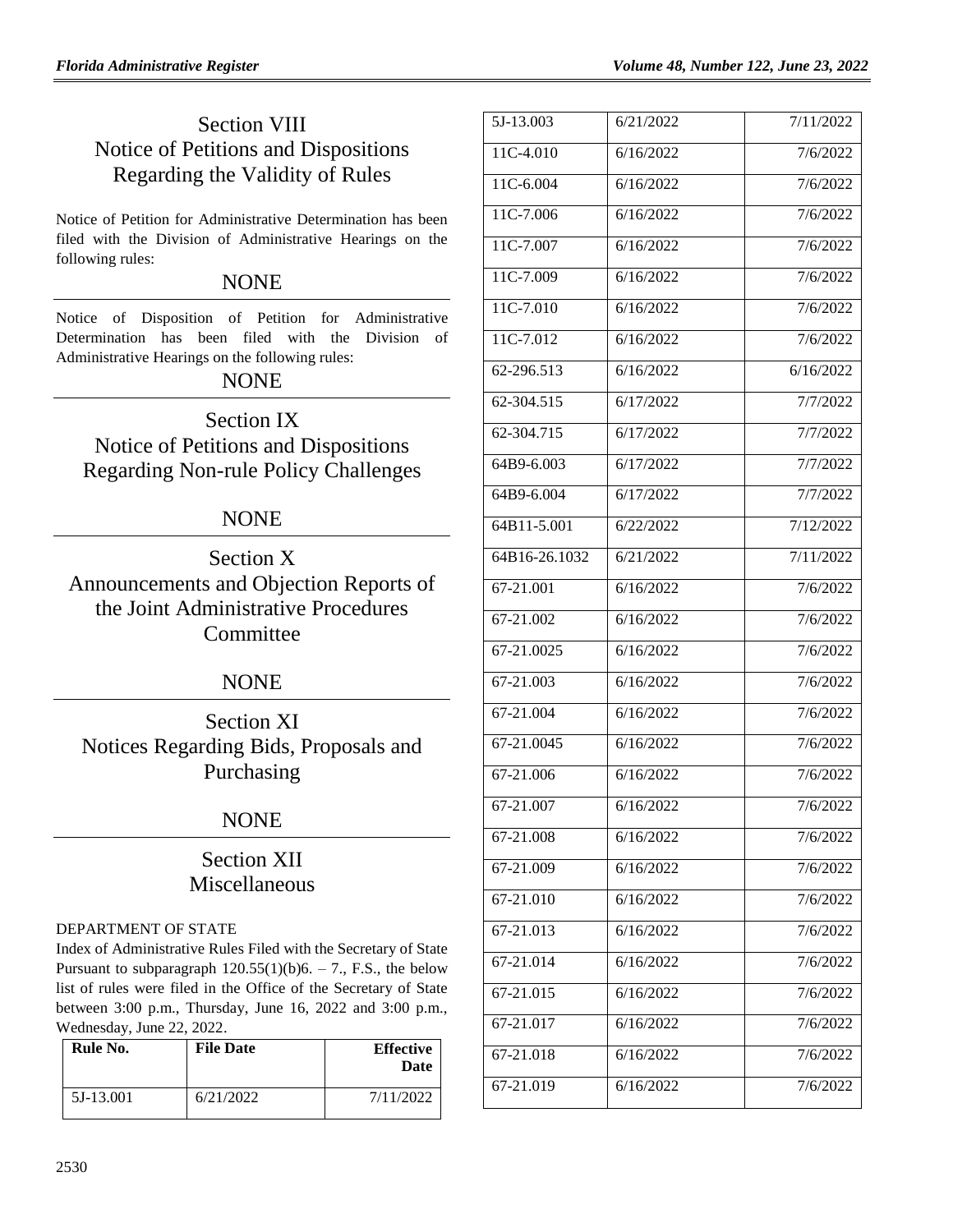# Section VIII
# Notice of Petitions and Dispositions Regarding the Validity of Rules

Notice of Petition for Administrative Determination has been filed with the Division of Administrative Hearings on the following rules:

NONE

Notice of Disposition of Petition for Administrative Determination has been filed with the Division of Administrative Hearings on the following rules:

NONE

# Section IX
# Notice of Petitions and Dispositions Regarding Non-rule Policy Challenges

NONE

# Section X
# Announcements and Objection Reports of the Joint Administrative Procedures Committee

NONE

# Section XI
# Notices Regarding Bids, Proposals and Purchasing

NONE

# Section XII
# Miscellaneous

DEPARTMENT OF STATE

Index of Administrative Rules Filed with the Secretary of State Pursuant to subparagraph 120.55(1)(b)6. – 7., F.S., the below list of rules were filed in the Office of the Secretary of State between 3:00 p.m., Thursday, June 16, 2022 and 3:00 p.m., Wednesday, June 22, 2022.

| Rule No. | File Date | Effective Date |
|---|---|---|
| 5J-13.001 | 6/21/2022 | 7/11/2022 |
| 5J-13.003 | 6/21/2022 | 7/11/2022 |
| 11C-4.010 | 6/16/2022 | 7/6/2022 |
| 11C-6.004 | 6/16/2022 | 7/6/2022 |
| 11C-7.006 | 6/16/2022 | 7/6/2022 |
| 11C-7.007 | 6/16/2022 | 7/6/2022 |
| 11C-7.009 | 6/16/2022 | 7/6/2022 |
| 11C-7.010 | 6/16/2022 | 7/6/2022 |
| 11C-7.012 | 6/16/2022 | 7/6/2022 |
| 62-296.513 | 6/16/2022 | 6/16/2022 |
| 62-304.515 | 6/17/2022 | 7/7/2022 |
| 62-304.715 | 6/17/2022 | 7/7/2022 |
| 64B9-6.003 | 6/17/2022 | 7/7/2022 |
| 64B9-6.004 | 6/17/2022 | 7/7/2022 |
| 64B11-5.001 | 6/22/2022 | 7/12/2022 |
| 64B16-26.1032 | 6/21/2022 | 7/11/2022 |
| 67-21.001 | 6/16/2022 | 7/6/2022 |
| 67-21.002 | 6/16/2022 | 7/6/2022 |
| 67-21.0025 | 6/16/2022 | 7/6/2022 |
| 67-21.003 | 6/16/2022 | 7/6/2022 |
| 67-21.004 | 6/16/2022 | 7/6/2022 |
| 67-21.0045 | 6/16/2022 | 7/6/2022 |
| 67-21.006 | 6/16/2022 | 7/6/2022 |
| 67-21.007 | 6/16/2022 | 7/6/2022 |
| 67-21.008 | 6/16/2022 | 7/6/2022 |
| 67-21.009 | 6/16/2022 | 7/6/2022 |
| 67-21.010 | 6/16/2022 | 7/6/2022 |
| 67-21.013 | 6/16/2022 | 7/6/2022 |
| 67-21.014 | 6/16/2022 | 7/6/2022 |
| 67-21.015 | 6/16/2022 | 7/6/2022 |
| 67-21.017 | 6/16/2022 | 7/6/2022 |
| 67-21.018 | 6/16/2022 | 7/6/2022 |
| 67-21.019 | 6/16/2022 | 7/6/2022 |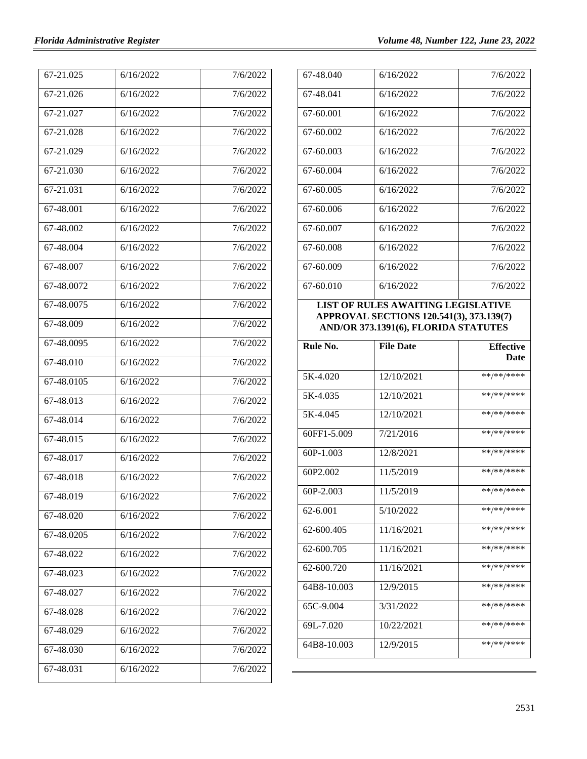| | | |
|---|---|---|
| 67-21.025 | 6/16/2022 | 7/6/2022 |
| 67-21.026 | 6/16/2022 | 7/6/2022 |
| 67-21.027 | 6/16/2022 | 7/6/2022 |
| 67-21.028 | 6/16/2022 | 7/6/2022 |
| 67-21.029 | 6/16/2022 | 7/6/2022 |
| 67-21.030 | 6/16/2022 | 7/6/2022 |
| 67-21.031 | 6/16/2022 | 7/6/2022 |
| 67-48.001 | 6/16/2022 | 7/6/2022 |
| 67-48.002 | 6/16/2022 | 7/6/2022 |
| 67-48.004 | 6/16/2022 | 7/6/2022 |
| 67-48.007 | 6/16/2022 | 7/6/2022 |
| 67-48.0072 | 6/16/2022 | 7/6/2022 |
| 67-48.0075 | 6/16/2022 | 7/6/2022 |
| 67-48.009 | 6/16/2022 | 7/6/2022 |
| 67-48.0095 | 6/16/2022 | 7/6/2022 |
| 67-48.010 | 6/16/2022 | 7/6/2022 |
| 67-48.0105 | 6/16/2022 | 7/6/2022 |
| 67-48.013 | 6/16/2022 | 7/6/2022 |
| 67-48.014 | 6/16/2022 | 7/6/2022 |
| 67-48.015 | 6/16/2022 | 7/6/2022 |
| 67-48.017 | 6/16/2022 | 7/6/2022 |
| 67-48.018 | 6/16/2022 | 7/6/2022 |
| 67-48.019 | 6/16/2022 | 7/6/2022 |
| 67-48.020 | 6/16/2022 | 7/6/2022 |
| 67-48.0205 | 6/16/2022 | 7/6/2022 |
| 67-48.022 | 6/16/2022 | 7/6/2022 |
| 67-48.023 | 6/16/2022 | 7/6/2022 |
| 67-48.027 | 6/16/2022 | 7/6/2022 |
| 67-48.028 | 6/16/2022 | 7/6/2022 |
| 67-48.029 | 6/16/2022 | 7/6/2022 |
| 67-48.030 | 6/16/2022 | 7/6/2022 |
| 67-48.031 | 6/16/2022 | 7/6/2022 |
| 67-48.040 | 6/16/2022 | 7/6/2022 |
| 67-48.041 | 6/16/2022 | 7/6/2022 |
| 67-60.001 | 6/16/2022 | 7/6/2022 |
| 67-60.002 | 6/16/2022 | 7/6/2022 |
| 67-60.003 | 6/16/2022 | 7/6/2022 |
| 67-60.004 | 6/16/2022 | 7/6/2022 |
| 67-60.005 | 6/16/2022 | 7/6/2022 |
| 67-60.006 | 6/16/2022 | 7/6/2022 |
| 67-60.007 | 6/16/2022 | 7/6/2022 |
| 67-60.008 | 6/16/2022 | 7/6/2022 |
| 67-60.009 | 6/16/2022 | 7/6/2022 |
| 67-60.010 | 6/16/2022 | 7/6/2022 |

**LIST OF RULES AWAITING LEGISLATIVE APPROVAL SECTIONS 120.541(3), 373.139(7) AND/OR 373.1391(6), FLORIDA STATUTES**

| Rule No. | File Date | Effective Date |
|---|---|---|
| 5K-4.020 | 12/10/2021 | **/**/**** |
| 5K-4.035 | 12/10/2021 | **/**/**** |
| 5K-4.045 | 12/10/2021 | **/**/**** |
| 60FF1-5.009 | 7/21/2016 | **/**/**** |
| 60P-1.003 | 12/8/2021 | **/**/**** |
| 60P2.002 | 11/5/2019 | **/**/**** |
| 60P-2.003 | 11/5/2019 | **/**/**** |
| 62-6.001 | 5/10/2022 | **/**/**** |
| 62-600.405 | 11/16/2021 | **/**/**** |
| 62-600.705 | 11/16/2021 | **/**/**** |
| 62-600.720 | 11/16/2021 | **/**/**** |
| 64B8-10.003 | 12/9/2015 | **/**/**** |
| 65C-9.004 | 3/31/2022 | **/**/**** |
| 69L-7.020 | 10/22/2021 | **/**/**** |
| 64B8-10.003 | 12/9/2015 | **/**/**** |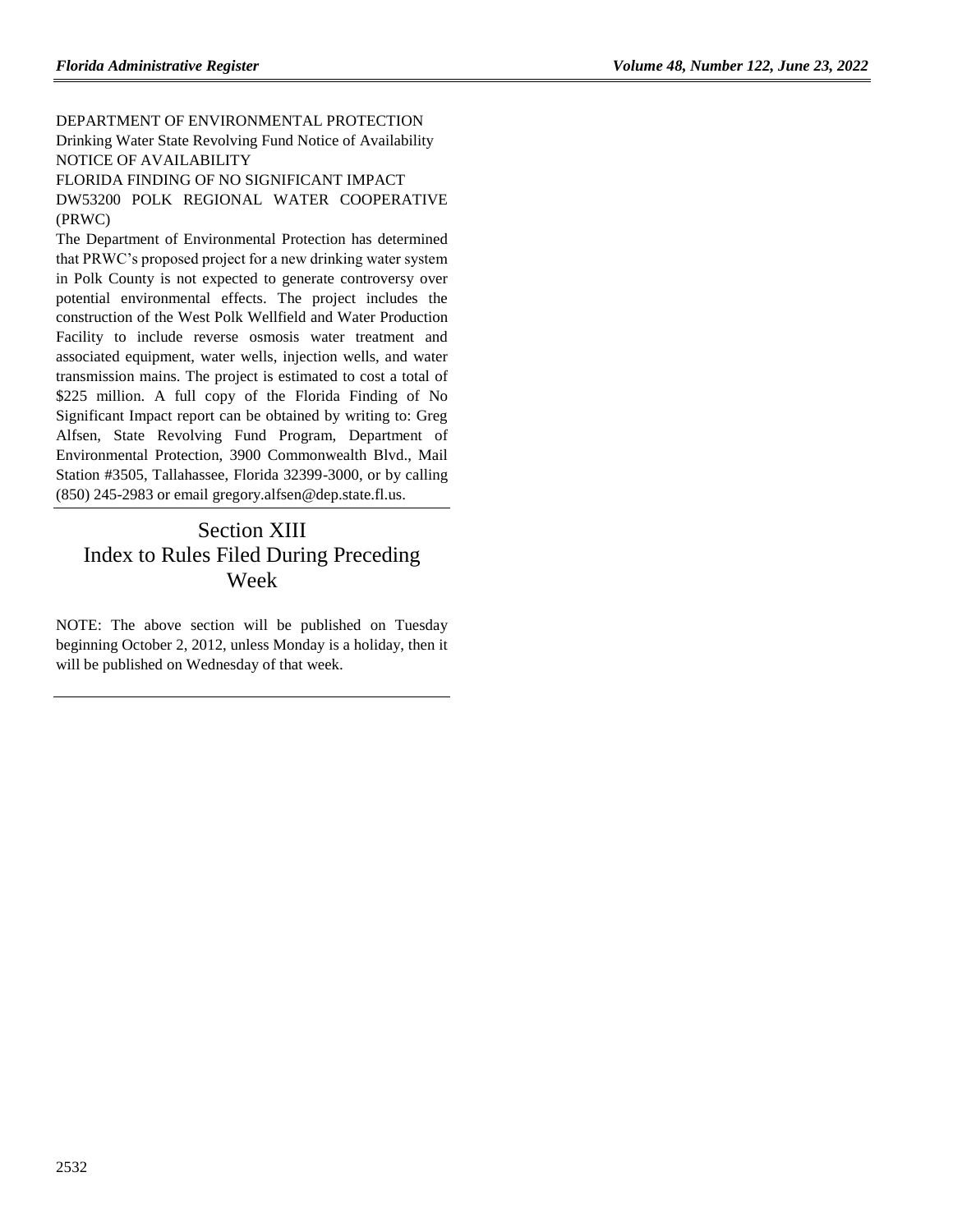DEPARTMENT OF ENVIRONMENTAL PROTECTION

Drinking Water State Revolving Fund Notice of Availability

NOTICE OF AVAILABILITY

FLORIDA FINDING OF NO SIGNIFICANT IMPACT

DW53200 POLK REGIONAL WATER COOPERATIVE (PRWC)

The Department of Environmental Protection has determined that PRWC's proposed project for a new drinking water system in Polk County is not expected to generate controversy over potential environmental effects. The project includes the construction of the West Polk Wellfield and Water Production Facility to include reverse osmosis water treatment and associated equipment, water wells, injection wells, and water transmission mains. The project is estimated to cost a total of $225 million. A full copy of the Florida Finding of No Significant Impact report can be obtained by writing to: Greg Alfsen, State Revolving Fund Program, Department of Environmental Protection, 3900 Commonwealth Blvd., Mail Station #3505, Tallahassee, Florida 32399-3000, or by calling (850) 245-2983 or email gregory.alfsen@dep.state.fl.us.

## Section XIII Index to Rules Filed During Preceding Week

NOTE: The above section will be published on Tuesday beginning October 2, 2012, unless Monday is a holiday, then it will be published on Wednesday of that week.